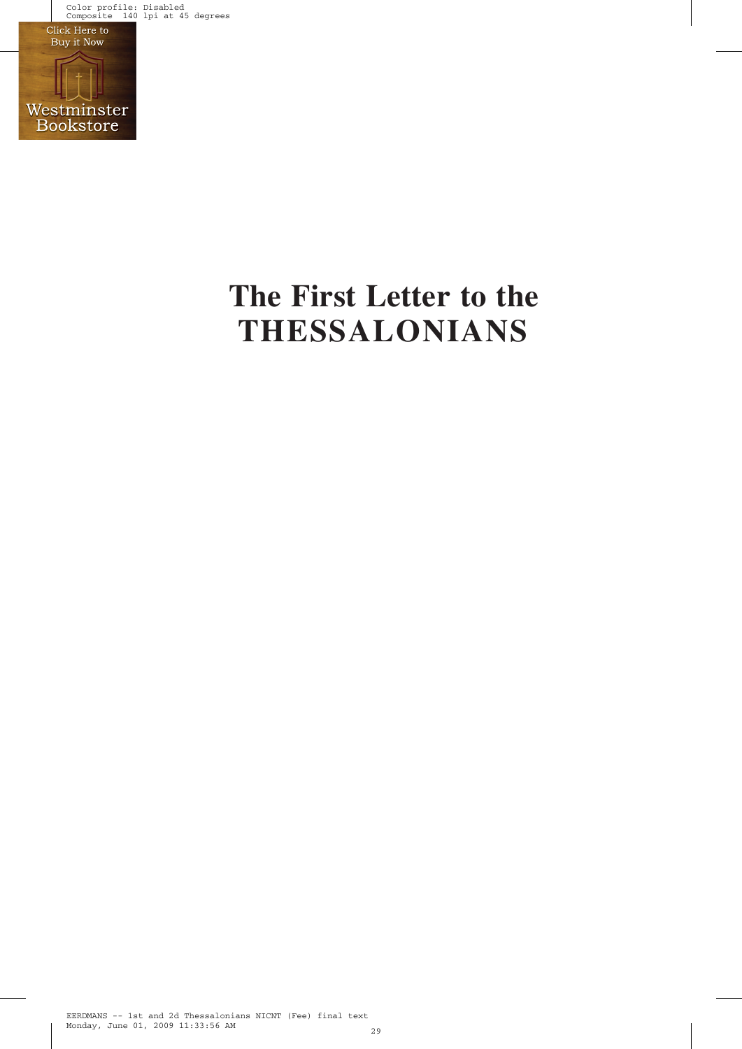# The First Letter to the THESSALONIANS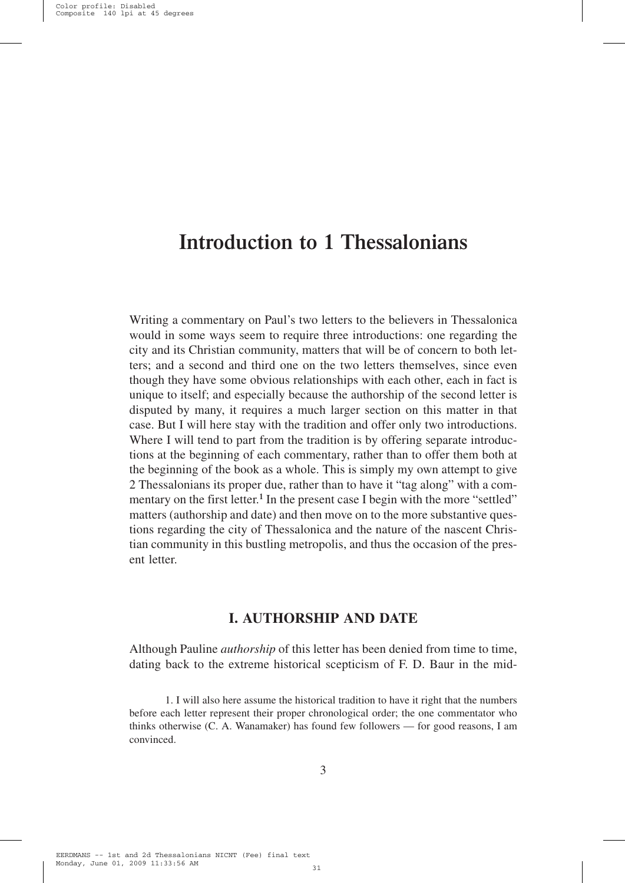# Introduction to 1 Thessalonians

Writing a commentary on Paul's two letters to the believers in Thessalonica would in some ways seem to require three introductions: one regarding the city and its Christian community, matters that will be of concern to both letters; and a second and third one on the two letters themselves, since even though they have some obvious relationships with each other, each in fact is unique to itself; and especially because the authorship of the second letter is disputed by many, it requires a much larger section on this matter in that case. But I will here stay with the tradition and offer only two introductions. Where I will tend to part from the tradition is by offering separate introductions at the beginning of each commentary, rather than to offer them both at the beginning of the book as a whole. This is simply my own attempt to give 2 Thessalonians its proper due, rather than to have it "tag along" with a commentary on the first letter.[1] In the present case I begin with the more "settled" matters (authorship and date) and then move on to the more substantive questions regarding the city of Thessalonica and the nature of the nascent Christian community in this bustling metropolis, and thus the occasion of the present letter.

## I. AUTHORSHIP AND DATE

Although Pauline *authorship* of this letter has been denied from time to time, dating back to the extreme historical scepticism of F. D. Baur in the mid-

1. I will also here assume the historical tradition to have it right that the numbers before each letter represent their proper chronological order; the one commentator who thinks otherwise (C. A. Wanamaker) has found few followers — for good reasons, I am convinced.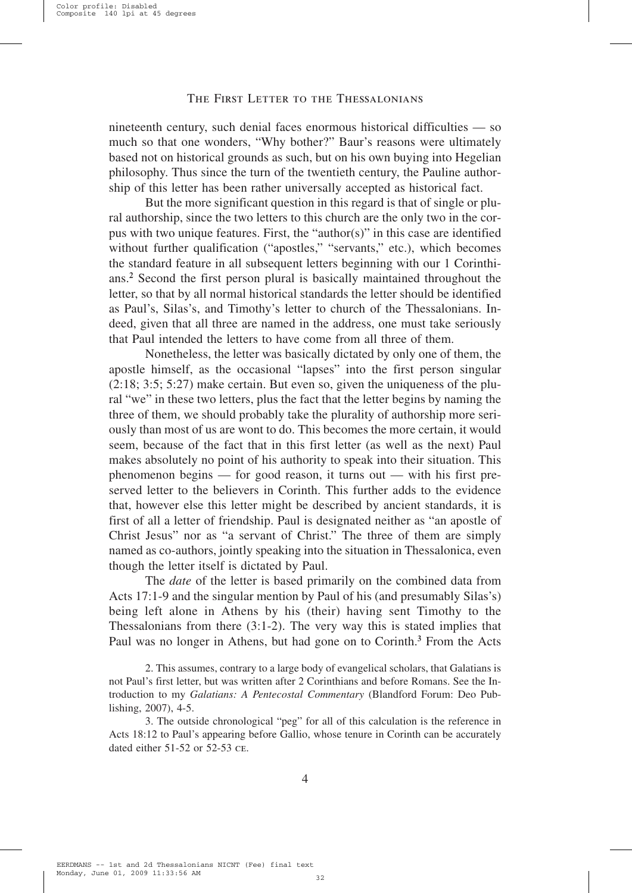nineteenth century, such denial faces enormous historical difficulties — so much so that one wonders, "Why bother?" Baur's reasons were ultimately based not on historical grounds as such, but on his own buying into Hegelian philosophy. Thus since the turn of the twentieth century, the Pauline authorship of this letter has been rather universally accepted as historical fact.

But the more significant question in this regard is that of single or plural authorship, since the two letters to this church are the only two in the corpus with two unique features. First, the "author(s)" in this case are identified without further qualification ("apostles," "servants," etc.), which becomes the standard feature in all subsequent letters beginning with our 1 Corinthians.[2] Second the first person plural is basically maintained throughout the letter, so that by all normal historical standards the letter should be identified as Paul's, Silas's, and Timothy's letter to church of the Thessalonians. Indeed, given that all three are named in the address, one must take seriously that Paul intended the letters to have come from all three of them.

Nonetheless, the letter was basically dictated by only one of them, the apostle himself, as the occasional "lapses" into the first person singular (2:18; 3:5; 5:27) make certain. But even so, given the uniqueness of the plural "we" in these two letters, plus the fact that the letter begins by naming the three of them, we should probably take the plurality of authorship more seriously than most of us are wont to do. This becomes the more certain, it would seem, because of the fact that in this first letter (as well as the next) Paul makes absolutely no point of his authority to speak into their situation. This phenomenon begins — for good reason, it turns out — with his first preserved letter to the believers in Corinth. This further adds to the evidence that, however else this letter might be described by ancient standards, it is first of all a letter of friendship. Paul is designated neither as "an apostle of Christ Jesus" nor as "a servant of Christ." The three of them are simply named as co-authors, jointly speaking into the situation in Thessalonica, even though the letter itself is dictated by Paul.

The *date* of the letter is based primarily on the combined data from Acts 17:1-9 and the singular mention by Paul of his (and presumably Silas's) being left alone in Athens by his (their) having sent Timothy to the Thessalonians from there (3:1-2). The very way this is stated implies that Paul was no longer in Athens, but had gone on to Corinth.[3] From the Acts

2. This assumes, contrary to a large body of evangelical scholars, that Galatians is not Paul's first letter, but was written after 2 Corinthians and before Romans. See the Introduction to my *Galatians: A Pentecostal Commentary* (Blandford Forum: Deo Publishing, 2007), 4-5.

3. The outside chronological "peg" for all of this calculation is the reference in Acts 18:12 to Paul's appearing before Gallio, whose tenure in Corinth can be accurately dated either 51-52 or 52-53 CE.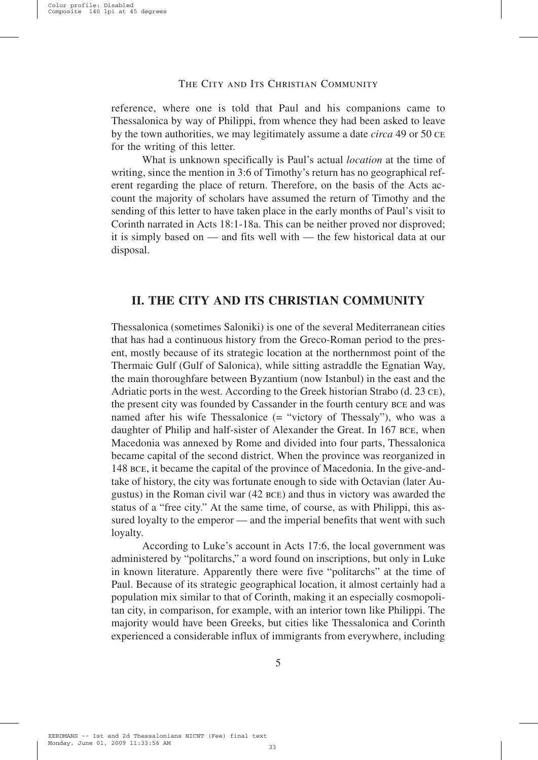reference, where one is told that Paul and his companions came to Thessalonica by way of Philippi, from whence they had been asked to leave by the town authorities, we may legitimately assume a date *circa* 49 or 50 CE for the writing of this letter.

What is unknown specifically is Paul's actual *location* at the time of writing, since the mention in 3:6 of Timothy's return has no geographical referent regarding the place of return. Therefore, on the basis of the Acts account the majority of scholars have assumed the return of Timothy and the sending of this letter to have taken place in the early months of Paul's visit to Corinth narrated in Acts 18:1-18a. This can be neither proved nor disproved; it is simply based on — and fits well with — the few historical data at our disposal.

## II. THE CITY AND ITS CHRISTIAN COMMUNITY

Thessalonica (sometimes Saloniki) is one of the several Mediterranean cities that has had a continuous history from the Greco-Roman period to the present, mostly because of its strategic location at the northernmost point of the Thermaic Gulf (Gulf of Salonica), while sitting astraddle the Egnatian Way, the main thoroughfare between Byzantium (now Istanbul) in the east and the Adriatic ports in the west. According to the Greek historian Strabo (d. 23 CE), the present city was founded by Cassander in the fourth century BCE and was named after his wife Thessalonice (= "victory of Thessaly"), who was a daughter of Philip and half-sister of Alexander the Great. In 167 BCE, when Macedonia was annexed by Rome and divided into four parts, Thessalonica became capital of the second district. When the province was reorganized in 148 BCE, it became the capital of the province of Macedonia. In the give-and-take of history, the city was fortunate enough to side with Octavian (later Augustus) in the Roman civil war (42 BCE) and thus in victory was awarded the status of a "free city." At the same time, of course, as with Philippi, this assured loyalty to the emperor — and the imperial benefits that went with such loyalty.

According to Luke's account in Acts 17:6, the local government was administered by "politarchs," a word found on inscriptions, but only in Luke in known literature. Apparently there were five "politarchs" at the time of Paul. Because of its strategic geographical location, it almost certainly had a population mix similar to that of Corinth, making it an especially cosmopolitan city, in comparison, for example, with an interior town like Philippi. The majority would have been Greeks, but cities like Thessalonica and Corinth experienced a considerable influx of immigrants from everywhere, including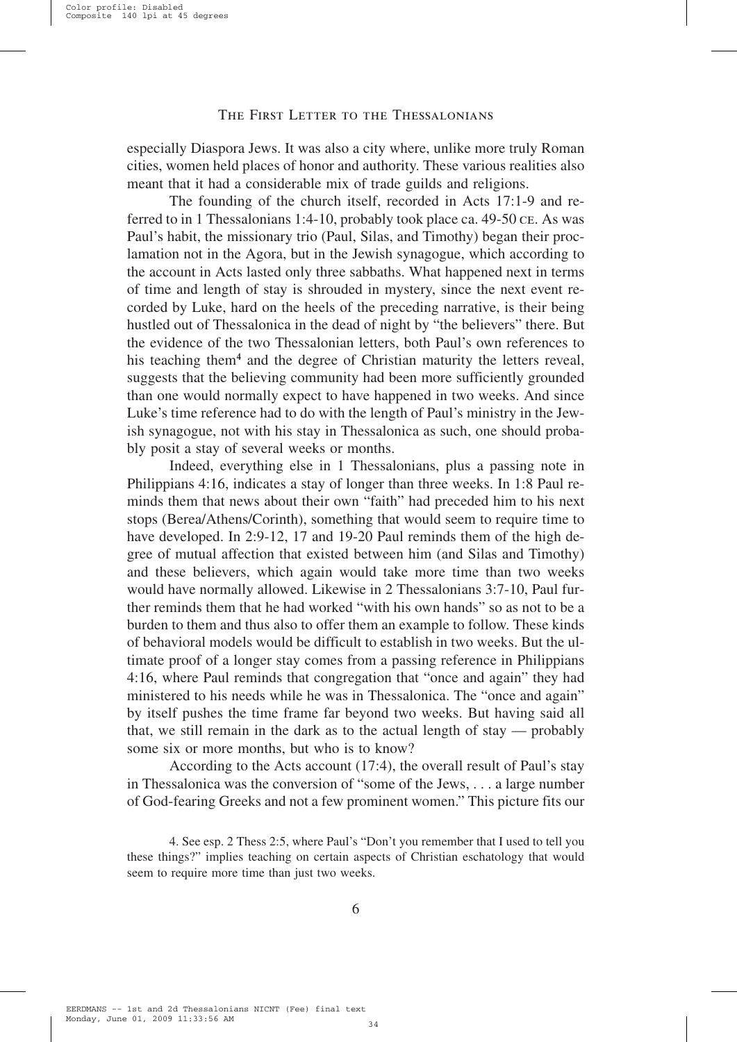especially Diaspora Jews. It was also a city where, unlike more truly Roman cities, women held places of honor and authority. These various realities also meant that it had a considerable mix of trade guilds and religions.

The founding of the church itself, recorded in Acts 17:1-9 and referred to in 1 Thessalonians 1:4-10, probably took place ca. 49-50 CE. As was Paul's habit, the missionary trio (Paul, Silas, and Timothy) began their proclamation not in the Agora, but in the Jewish synagogue, which according to the account in Acts lasted only three sabbaths. What happened next in terms of time and length of stay is shrouded in mystery, since the next event recorded by Luke, hard on the heels of the preceding narrative, is their being hustled out of Thessalonica in the dead of night by "the believers" there. But the evidence of the two Thessalonian letters, both Paul's own references to his teaching them[4] and the degree of Christian maturity the letters reveal, suggests that the believing community had been more sufficiently grounded than one would normally expect to have happened in two weeks. And since Luke's time reference had to do with the length of Paul's ministry in the Jewish synagogue, not with his stay in Thessalonica as such, one should probably posit a stay of several weeks or months.

Indeed, everything else in 1 Thessalonians, plus a passing note in Philippians 4:16, indicates a stay of longer than three weeks. In 1:8 Paul reminds them that news about their own "faith" had preceded him to his next stops (Berea/Athens/Corinth), something that would seem to require time to have developed. In 2:9-12, 17 and 19-20 Paul reminds them of the high degree of mutual affection that existed between him (and Silas and Timothy) and these believers, which again would take more time than two weeks would have normally allowed. Likewise in 2 Thessalonians 3:7-10, Paul further reminds them that he had worked "with his own hands" so as not to be a burden to them and thus also to offer them an example to follow. These kinds of behavioral models would be difficult to establish in two weeks. But the ultimate proof of a longer stay comes from a passing reference in Philippians 4:16, where Paul reminds that congregation that "once and again" they had ministered to his needs while he was in Thessalonica. The "once and again" by itself pushes the time frame far beyond two weeks. But having said all that, we still remain in the dark as to the actual length of stay — probably some six or more months, but who is to know?

According to the Acts account (17:4), the overall result of Paul's stay in Thessalonica was the conversion of "some of the Jews, . . . a large number of God-fearing Greeks and not a few prominent women." This picture fits our

4. See esp. 2 Thess 2:5, where Paul's "Don't you remember that I used to tell you these things?" implies teaching on certain aspects of Christian eschatology that would seem to require more time than just two weeks.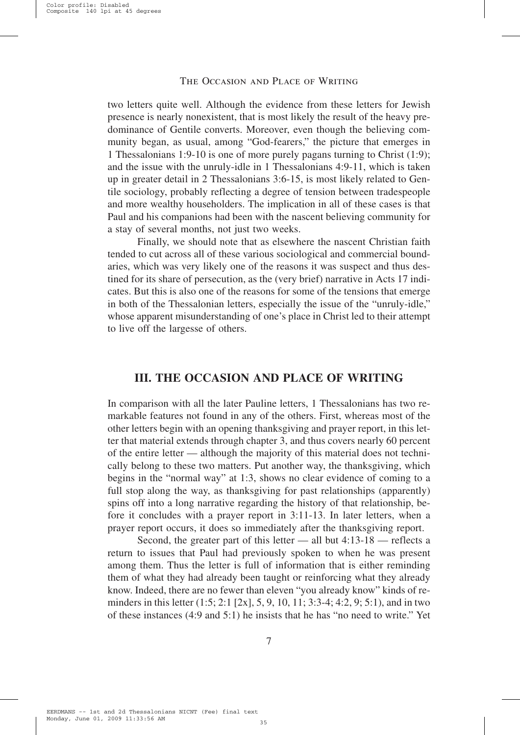two letters quite well. Although the evidence from these letters for Jewish presence is nearly nonexistent, that is most likely the result of the heavy predominance of Gentile converts. Moreover, even though the believing community began, as usual, among "God-fearers," the picture that emerges in 1 Thessalonians 1:9-10 is one of more purely pagans turning to Christ (1:9); and the issue with the unruly-idle in 1 Thessalonians 4:9-11, which is taken up in greater detail in 2 Thessalonians 3:6-15, is most likely related to Gentile sociology, probably reflecting a degree of tension between tradespeople and more wealthy householders. The implication in all of these cases is that Paul and his companions had been with the nascent believing community for a stay of several months, not just two weeks.

Finally, we should note that as elsewhere the nascent Christian faith tended to cut across all of these various sociological and commercial boundaries, which was very likely one of the reasons it was suspect and thus destined for its share of persecution, as the (very brief) narrative in Acts 17 indicates. But this is also one of the reasons for some of the tensions that emerge in both of the Thessalonian letters, especially the issue of the "unruly-idle," whose apparent misunderstanding of one's place in Christ led to their attempt to live off the largesse of others.

## III. THE OCCASION AND PLACE OF WRITING

In comparison with all the later Pauline letters, 1 Thessalonians has two remarkable features not found in any of the others. First, whereas most of the other letters begin with an opening thanksgiving and prayer report, in this letter that material extends through chapter 3, and thus covers nearly 60 percent of the entire letter — although the majority of this material does not technically belong to these two matters. Put another way, the thanksgiving, which begins in the "normal way" at 1:3, shows no clear evidence of coming to a full stop along the way, as thanksgiving for past relationships (apparently) spins off into a long narrative regarding the history of that relationship, before it concludes with a prayer report in 3:11-13. In later letters, when a prayer report occurs, it does so immediately after the thanksgiving report.

Second, the greater part of this letter — all but 4:13-18 — reflects a return to issues that Paul had previously spoken to when he was present among them. Thus the letter is full of information that is either reminding them of what they had already been taught or reinforcing what they already know. Indeed, there are no fewer than eleven "you already know" kinds of reminders in this letter (1:5; 2:1 [2x], 5, 9, 10, 11; 3:3-4; 4:2, 9; 5:1), and in two of these instances (4:9 and 5:1) he insists that he has "no need to write." Yet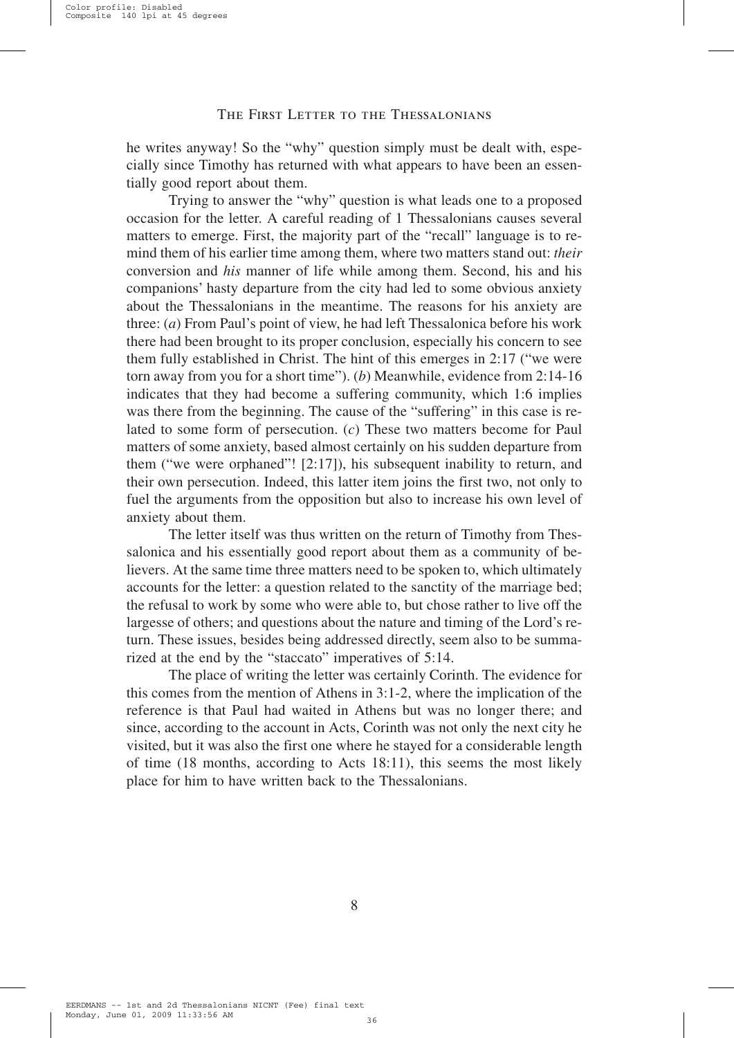he writes anyway! So the "why" question simply must be dealt with, especially since Timothy has returned with what appears to have been an essentially good report about them.

Trying to answer the "why" question is what leads one to a proposed occasion for the letter. A careful reading of 1 Thessalonians causes several matters to emerge. First, the majority part of the "recall" language is to remind them of his earlier time among them, where two matters stand out: *their* conversion and *his* manner of life while among them. Second, his and his companions' hasty departure from the city had led to some obvious anxiety about the Thessalonians in the meantime. The reasons for his anxiety are three: (*a*) From Paul's point of view, he had left Thessalonica before his work there had been brought to its proper conclusion, especially his concern to see them fully established in Christ. The hint of this emerges in 2:17 ("we were torn away from you for a short time"). (*b*) Meanwhile, evidence from 2:14-16 indicates that they had become a suffering community, which 1:6 implies was there from the beginning. The cause of the "suffering" in this case is related to some form of persecution. (*c*) These two matters become for Paul matters of some anxiety, based almost certainly on his sudden departure from them ("we were orphaned"! [2:17]), his subsequent inability to return, and their own persecution. Indeed, this latter item joins the first two, not only to fuel the arguments from the opposition but also to increase his own level of anxiety about them.

The letter itself was thus written on the return of Timothy from Thessalonica and his essentially good report about them as a community of believers. At the same time three matters need to be spoken to, which ultimately accounts for the letter: a question related to the sanctity of the marriage bed; the refusal to work by some who were able to, but chose rather to live off the largesse of others; and questions about the nature and timing of the Lord's return. These issues, besides being addressed directly, seem also to be summarized at the end by the "staccato" imperatives of 5:14.

The place of writing the letter was certainly Corinth. The evidence for this comes from the mention of Athens in 3:1-2, where the implication of the reference is that Paul had waited in Athens but was no longer there; and since, according to the account in Acts, Corinth was not only the next city he visited, but it was also the first one where he stayed for a considerable length of time (18 months, according to Acts 18:11), this seems the most likely place for him to have written back to the Thessalonians.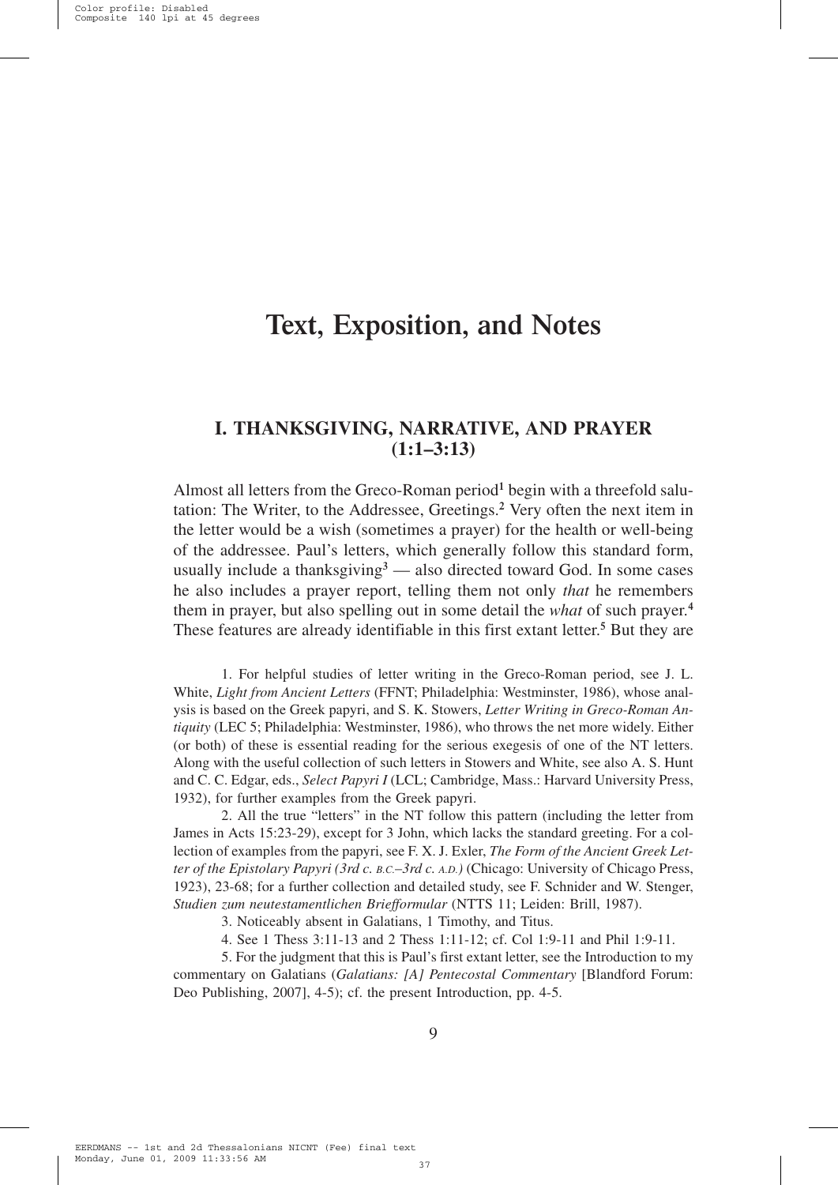# Text, Exposition, and Notes

## I. THANKSGIVING, NARRATIVE, AND PRAYER (1:1–3:13)

Almost all letters from the Greco-Roman period[1] begin with a threefold salutation: The Writer, to the Addressee, Greetings.[2] Very often the next item in the letter would be a wish (sometimes a prayer) for the health or well-being of the addressee. Paul's letters, which generally follow this standard form, usually include a thanksgiving[3] — also directed toward God. In some cases he also includes a prayer report, telling them not only *that* he remembers them in prayer, but also spelling out in some detail the *what* of such prayer.[4] These features are already identifiable in this first extant letter.[5] But they are

1. For helpful studies of letter writing in the Greco-Roman period, see J. L. White, *Light from Ancient Letters* (FFNT; Philadelphia: Westminster, 1986), whose analysis is based on the Greek papyri, and S. K. Stowers, *Letter Writing in Greco-Roman Antiquity* (LEC 5; Philadelphia: Westminster, 1986), who throws the net more widely. Either (or both) of these is essential reading for the serious exegesis of one of the NT letters. Along with the useful collection of such letters in Stowers and White, see also A. S. Hunt and C. C. Edgar, eds., *Select Papyri I* (LCL; Cambridge, Mass.: Harvard University Press, 1932), for further examples from the Greek papyri.

2. All the true "letters" in the NT follow this pattern (including the letter from James in Acts 15:23-29), except for 3 John, which lacks the standard greeting. For a collection of examples from the papyri, see F. X. J. Exler, *The Form of the Ancient Greek Letter of the Epistolary Papyri (3rd c. B.C.–3rd c. A.D.)* (Chicago: University of Chicago Press, 1923), 23-68; for a further collection and detailed study, see F. Schnider and W. Stenger, *Studien zum neutestamentlichen Briefformular* (NTTS 11; Leiden: Brill, 1987).

3. Noticeably absent in Galatians, 1 Timothy, and Titus.

4. See 1 Thess 3:11-13 and 2 Thess 1:11-12; cf. Col 1:9-11 and Phil 1:9-11.

5. For the judgment that this is Paul's first extant letter, see the Introduction to my commentary on Galatians (*Galatians: [A] Pentecostal Commentary* [Blandford Forum: Deo Publishing, 2007], 4-5); cf. the present Introduction, pp. 4-5.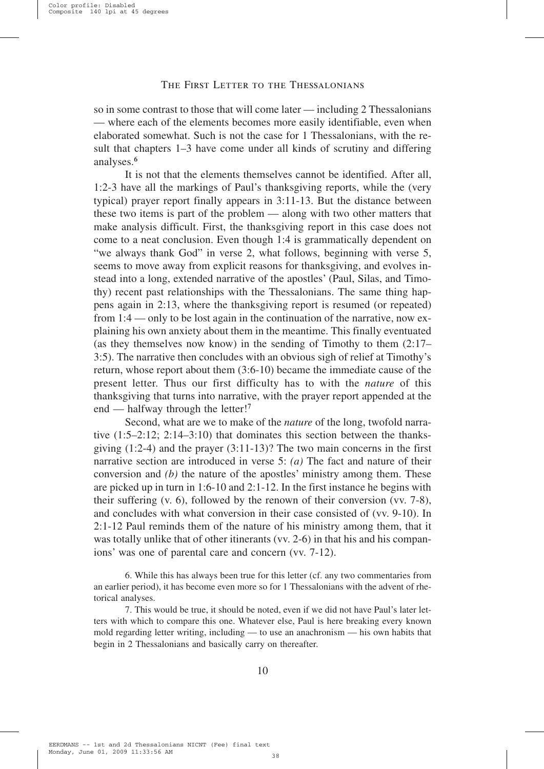so in some contrast to those that will come later — including 2 Thessalonians — where each of the elements becomes more easily identifiable, even when elaborated somewhat. Such is not the case for 1 Thessalonians, with the result that chapters 1–3 have come under all kinds of scrutiny and differing analyses.[6]

It is not that the elements themselves cannot be identified. After all, 1:2-3 have all the markings of Paul's thanksgiving reports, while the (very typical) prayer report finally appears in 3:11-13. But the distance between these two items is part of the problem — along with two other matters that make analysis difficult. First, the thanksgiving report in this case does not come to a neat conclusion. Even though 1:4 is grammatically dependent on "we always thank God" in verse 2, what follows, beginning with verse 5, seems to move away from explicit reasons for thanksgiving, and evolves instead into a long, extended narrative of the apostles' (Paul, Silas, and Timothy) recent past relationships with the Thessalonians. The same thing happens again in 2:13, where the thanksgiving report is resumed (or repeated) from 1:4 — only to be lost again in the continuation of the narrative, now explaining his own anxiety about them in the meantime. This finally eventuated (as they themselves now know) in the sending of Timothy to them (2:17–3:5). The narrative then concludes with an obvious sigh of relief at Timothy's return, whose report about them (3:6-10) became the immediate cause of the present letter. Thus our first difficulty has to with the *nature* of this thanksgiving that turns into narrative, with the prayer report appended at the end — halfway through the letter![7]

Second, what are we to make of the *nature* of the long, twofold narrative (1:5–2:12; 2:14–3:10) that dominates this section between the thanksgiving (1:2-4) and the prayer (3:11-13)? The two main concerns in the first narrative section are introduced in verse 5: *(a)* The fact and nature of their conversion and *(b)* the nature of the apostles' ministry among them. These are picked up in turn in 1:6-10 and 2:1-12. In the first instance he begins with their suffering (v. 6), followed by the renown of their conversion (vv. 7-8), and concludes with what conversion in their case consisted of (vv. 9-10). In 2:1-12 Paul reminds them of the nature of his ministry among them, that it was totally unlike that of other itinerants (vv. 2-6) in that his and his companions' was one of parental care and concern (vv. 7-12).

6. While this has always been true for this letter (cf. any two commentaries from an earlier period), it has become even more so for 1 Thessalonians with the advent of rhetorical analyses.

7. This would be true, it should be noted, even if we did not have Paul's later letters with which to compare this one. Whatever else, Paul is here breaking every known mold regarding letter writing, including — to use an anachronism — his own habits that begin in 2 Thessalonians and basically carry on thereafter.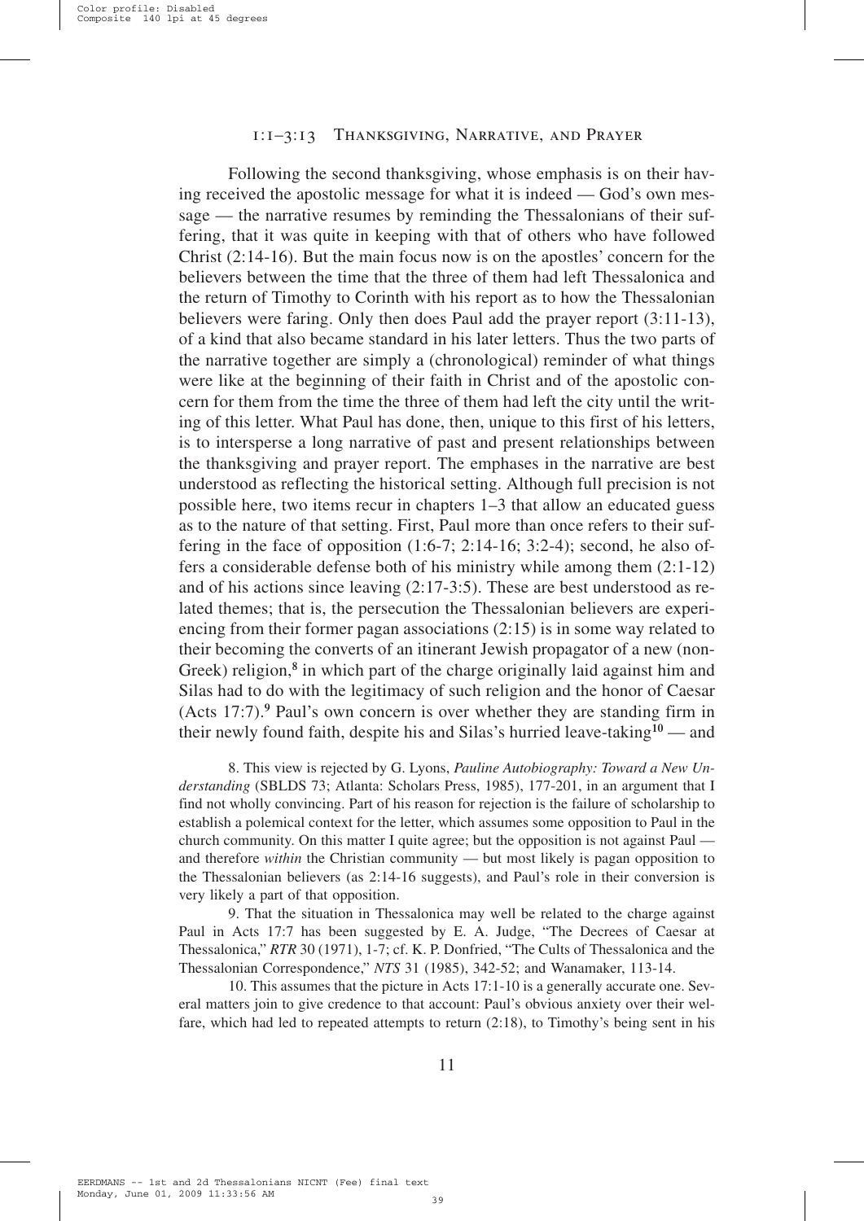Following the second thanksgiving, whose emphasis is on their having received the apostolic message for what it is indeed — God's own message — the narrative resumes by reminding the Thessalonians of their suffering, that it was quite in keeping with that of others who have followed Christ (2:14-16). But the main focus now is on the apostles' concern for the believers between the time that the three of them had left Thessalonica and the return of Timothy to Corinth with his report as to how the Thessalonian believers were faring. Only then does Paul add the prayer report (3:11-13), of a kind that also became standard in his later letters. Thus the two parts of the narrative together are simply a (chronological) reminder of what things were like at the beginning of their faith in Christ and of the apostolic concern for them from the time the three of them had left the city until the writing of this letter. What Paul has done, then, unique to this first of his letters, is to intersperse a long narrative of past and present relationships between the thanksgiving and prayer report. The emphases in the narrative are best understood as reflecting the historical setting. Although full precision is not possible here, two items recur in chapters 1–3 that allow an educated guess as to the nature of that setting. First, Paul more than once refers to their suffering in the face of opposition (1:6-7; 2:14-16; 3:2-4); second, he also offers a considerable defense both of his ministry while among them (2:1-12) and of his actions since leaving (2:17-3:5). These are best understood as related themes; that is, the persecution the Thessalonian believers are experiencing from their former pagan associations (2:15) is in some way related to their becoming the converts of an itinerant Jewish propagator of a new (non-Greek) religion,[8] in which part of the charge originally laid against him and Silas had to do with the legitimacy of such religion and the honor of Caesar (Acts 17:7).[9] Paul's own concern is over whether they are standing firm in their newly found faith, despite his and Silas's hurried leave-taking[10] — and

8. This view is rejected by G. Lyons, *Pauline Autobiography: Toward a New Understanding* (SBLDS 73; Atlanta: Scholars Press, 1985), 177-201, in an argument that I find not wholly convincing. Part of his reason for rejection is the failure of scholarship to establish a polemical context for the letter, which assumes some opposition to Paul in the church community. On this matter I quite agree; but the opposition is not against Paul — and therefore *within* the Christian community — but most likely is pagan opposition to the Thessalonian believers (as 2:14-16 suggests), and Paul's role in their conversion is very likely a part of that opposition.

9. That the situation in Thessalonica may well be related to the charge against Paul in Acts 17:7 has been suggested by E. A. Judge, "The Decrees of Caesar at Thessalonica," *RTR* 30 (1971), 1-7; cf. K. P. Donfried, "The Cults of Thessalonica and the Thessalonian Correspondence," *NTS* 31 (1985), 342-52; and Wanamaker, 113-14.

10. This assumes that the picture in Acts 17:1-10 is a generally accurate one. Several matters join to give credence to that account: Paul's obvious anxiety over their welfare, which had led to repeated attempts to return (2:18), to Timothy's being sent in his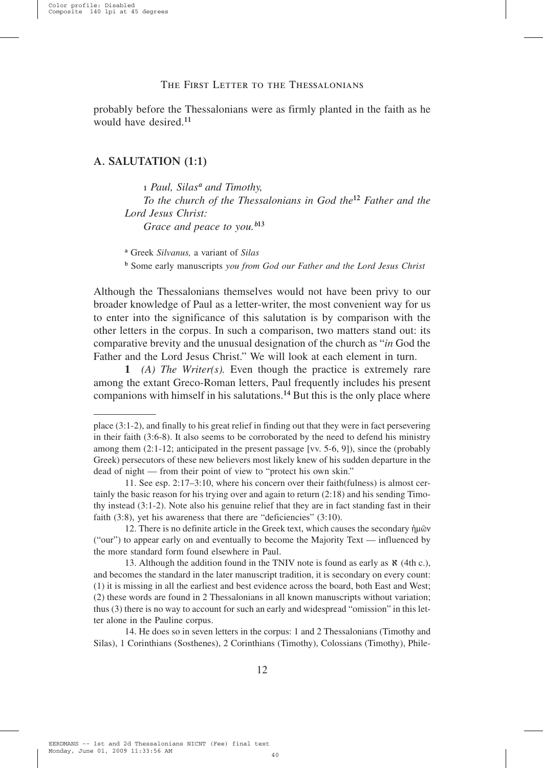probably before the Thessalonians were as firmly planted in the faith as he would have desired.[11]

## A. SALUTATION (1:1)

> 1 *Paul, Silas*[a] *and Timothy,*
>
> *To the church of the Thessalonians in God the*[12] *Father and the Lord Jesus Christ:*
>
> *Grace and peace to you.*[b13]

[a] Greek *Silvanus,* a variant of *Silas*

[b] Some early manuscripts *you from God our Father and the Lord Jesus Christ*

Although the Thessalonians themselves would not have been privy to our broader knowledge of Paul as a letter-writer, the most convenient way for us to enter into the significance of this salutation is by comparison with the other letters in the corpus. In such a comparison, two matters stand out: its comparative brevity and the unusual designation of the church as "*in* God the Father and the Lord Jesus Christ." We will look at each element in turn.

**1** *(A) The Writer(s).* Even though the practice is extremely rare among the extant Greco-Roman letters, Paul frequently includes his present companions with himself in his salutations.[14] But this is the only place where

---

place (3:1-2), and finally to his great relief in finding out that they were in fact persevering in their faith (3:6-8). It also seems to be corroborated by the need to defend his ministry among them (2:1-12; anticipated in the present passage [vv. 5-6, 9]), since the (probably Greek) persecutors of these new believers most likely knew of his sudden departure in the dead of night — from their point of view to "protect his own skin."

11. See esp. 2:17–3:10, where his concern over their faith(fulness) is almost certainly the basic reason for his trying over and again to return (2:18) and his sending Timothy instead (3:1-2). Note also his genuine relief that they are in fact standing fast in their faith (3:8), yet his awareness that there are "deficiencies" (3:10).

12. There is no definite article in the Greek text, which causes the secondary ἡμῶν ("our") to appear early on and eventually to become the Majority Text — influenced by the more standard form found elsewhere in Paul.

13. Although the addition found in the TNIV note is found as early as א (4th c.), and becomes the standard in the later manuscript tradition, it is secondary on every count: (1) it is missing in all the earliest and best evidence across the board, both East and West; (2) these words are found in 2 Thessalonians in all known manuscripts without variation; thus (3) there is no way to account for such an early and widespread "omission" in this letter alone in the Pauline corpus.

14. He does so in seven letters in the corpus: 1 and 2 Thessalonians (Timothy and Silas), 1 Corinthians (Sosthenes), 2 Corinthians (Timothy), Colossians (Timothy), Phile-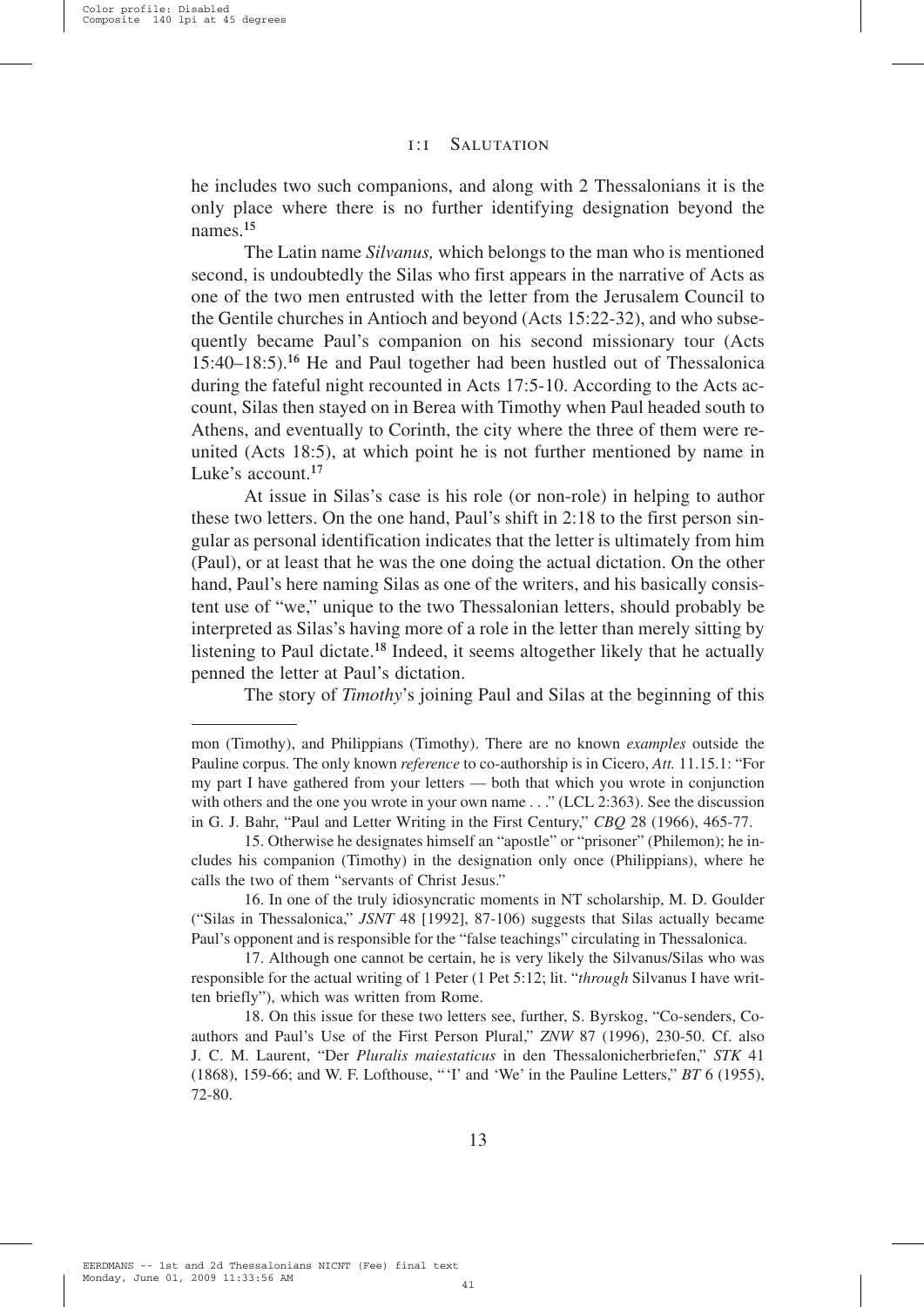he includes two such companions, and along with 2 Thessalonians it is the only place where there is no further identifying designation beyond the names.[15]

The Latin name *Silvanus,* which belongs to the man who is mentioned second, is undoubtedly the Silas who first appears in the narrative of Acts as one of the two men entrusted with the letter from the Jerusalem Council to the Gentile churches in Antioch and beyond (Acts 15:22-32), and who subsequently became Paul's companion on his second missionary tour (Acts 15:40–18:5).[16] He and Paul together had been hustled out of Thessalonica during the fateful night recounted in Acts 17:5-10. According to the Acts account, Silas then stayed on in Berea with Timothy when Paul headed south to Athens, and eventually to Corinth, the city where the three of them were reunited (Acts 18:5), at which point he is not further mentioned by name in Luke's account.[17]

At issue in Silas's case is his role (or non-role) in helping to author these two letters. On the one hand, Paul's shift in 2:18 to the first person singular as personal identification indicates that the letter is ultimately from him (Paul), or at least that he was the one doing the actual dictation. On the other hand, Paul's here naming Silas as one of the writers, and his basically consistent use of "we," unique to the two Thessalonian letters, should probably be interpreted as Silas's having more of a role in the letter than merely sitting by listening to Paul dictate.[18] Indeed, it seems altogether likely that he actually penned the letter at Paul's dictation.

The story of *Timothy*'s joining Paul and Silas at the beginning of this

---

mon (Timothy), and Philippians (Timothy). There are no known *examples* outside the Pauline corpus. The only known *reference* to co-authorship is in Cicero, *Att.* 11.15.1: "For my part I have gathered from your letters — both that which you wrote in conjunction with others and the one you wrote in your own name . . ." (LCL 2:363). See the discussion in G. J. Bahr, "Paul and Letter Writing in the First Century," *CBQ* 28 (1966), 465-77.

15. Otherwise he designates himself an "apostle" or "prisoner" (Philemon); he includes his companion (Timothy) in the designation only once (Philippians), where he calls the two of them "servants of Christ Jesus."

16. In one of the truly idiosyncratic moments in NT scholarship, M. D. Goulder ("Silas in Thessalonica," *JSNT* 48 [1992], 87-106) suggests that Silas actually became Paul's opponent and is responsible for the "false teachings" circulating in Thessalonica.

17. Although one cannot be certain, he is very likely the Silvanus/Silas who was responsible for the actual writing of 1 Peter (1 Pet 5:12; lit. "*through* Silvanus I have written briefly"), which was written from Rome.

18. On this issue for these two letters see, further, S. Byrskog, "Co-senders, Coauthors and Paul's Use of the First Person Plural," *ZNW* 87 (1996), 230-50. Cf. also J. C. M. Laurent, "Der *Pluralis maiestaticus* in den Thessalonicherbriefen," *STK* 41 (1868), 159-66; and W. F. Lofthouse, "'I' and 'We' in the Pauline Letters," *BT* 6 (1955), 72-80.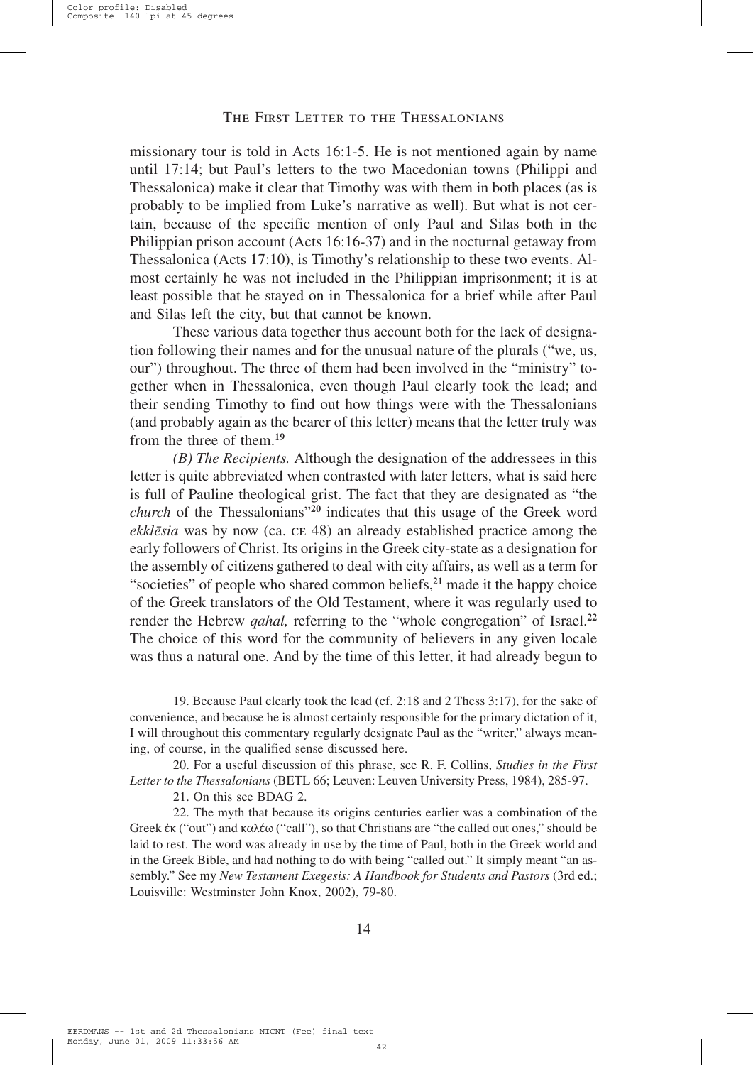missionary tour is told in Acts 16:1-5. He is not mentioned again by name until 17:14; but Paul's letters to the two Macedonian towns (Philippi and Thessalonica) make it clear that Timothy was with them in both places (as is probably to be implied from Luke's narrative as well). But what is not certain, because of the specific mention of only Paul and Silas both in the Philippian prison account (Acts 16:16-37) and in the nocturnal getaway from Thessalonica (Acts 17:10), is Timothy's relationship to these two events. Almost certainly he was not included in the Philippian imprisonment; it is at least possible that he stayed on in Thessalonica for a brief while after Paul and Silas left the city, but that cannot be known.

These various data together thus account both for the lack of designation following their names and for the unusual nature of the plurals ("we, us, our") throughout. The three of them had been involved in the "ministry" together when in Thessalonica, even though Paul clearly took the lead; and their sending Timothy to find out how things were with the Thessalonians (and probably again as the bearer of this letter) means that the letter truly was from the three of them.[19]

*(B) The Recipients.* Although the designation of the addressees in this letter is quite abbreviated when contrasted with later letters, what is said here is full of Pauline theological grist. The fact that they are designated as "the *church* of the Thessalonians"[20] indicates that this usage of the Greek word *ekklēsia* was by now (ca. CE 48) an already established practice among the early followers of Christ. Its origins in the Greek city-state as a designation for the assembly of citizens gathered to deal with city affairs, as well as a term for "societies" of people who shared common beliefs,[21] made it the happy choice of the Greek translators of the Old Testament, where it was regularly used to render the Hebrew *qahal,* referring to the "whole congregation" of Israel.[22] The choice of this word for the community of believers in any given locale was thus a natural one. And by the time of this letter, it had already begun to

19. Because Paul clearly took the lead (cf. 2:18 and 2 Thess 3:17), for the sake of convenience, and because he is almost certainly responsible for the primary dictation of it, I will throughout this commentary regularly designate Paul as the "writer," always meaning, of course, in the qualified sense discussed here.

20. For a useful discussion of this phrase, see R. F. Collins, *Studies in the First Letter to the Thessalonians* (BETL 66; Leuven: Leuven University Press, 1984), 285-97.

21. On this see BDAG 2.

22. The myth that because its origins centuries earlier was a combination of the Greek ἐκ ("out") and καλέω ("call"), so that Christians are "the called out ones," should be laid to rest. The word was already in use by the time of Paul, both in the Greek world and in the Greek Bible, and had nothing to do with being "called out." It simply meant "an assembly." See my *New Testament Exegesis: A Handbook for Students and Pastors* (3rd ed.; Louisville: Westminster John Knox, 2002), 79-80.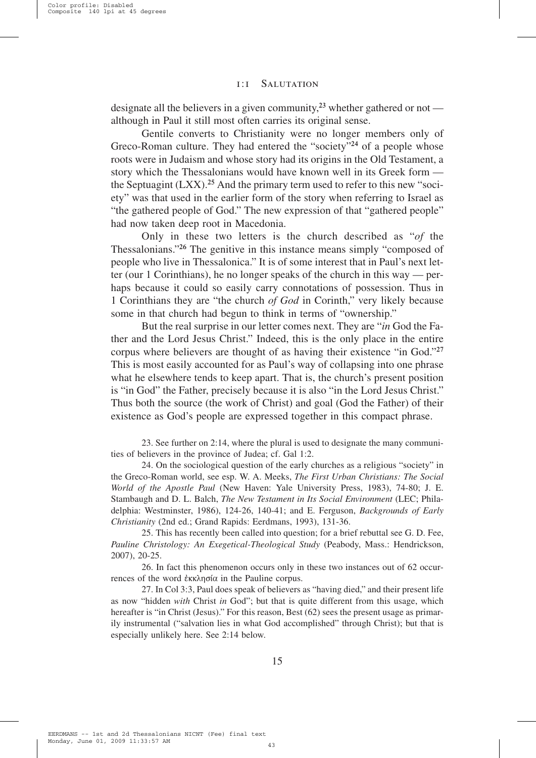designate all the believers in a given community,[23] whether gathered or not — although in Paul it still most often carries its original sense.

Gentile converts to Christianity were no longer members only of Greco-Roman culture. They had entered the "society"[24] of a people whose roots were in Judaism and whose story had its origins in the Old Testament, a story which the Thessalonians would have known well in its Greek form — the Septuagint (LXX).[25] And the primary term used to refer to this new "society" was that used in the earlier form of the story when referring to Israel as "the gathered people of God." The new expression of that "gathered people" had now taken deep root in Macedonia.

Only in these two letters is the church described as "*of* the Thessalonians."[26] The genitive in this instance means simply "composed of people who live in Thessalonica." It is of some interest that in Paul's next letter (our 1 Corinthians), he no longer speaks of the church in this way — perhaps because it could so easily carry connotations of possession. Thus in 1 Corinthians they are "the church *of God* in Corinth," very likely because some in that church had begun to think in terms of "ownership."

But the real surprise in our letter comes next. They are "*in* God the Father and the Lord Jesus Christ." Indeed, this is the only place in the entire corpus where believers are thought of as having their existence "in God."[27] This is most easily accounted for as Paul's way of collapsing into one phrase what he elsewhere tends to keep apart. That is, the church's present position is "in God" the Father, precisely because it is also "in the Lord Jesus Christ." Thus both the source (the work of Christ) and goal (God the Father) of their existence as God's people are expressed together in this compact phrase.

23. See further on 2:14, where the plural is used to designate the many communities of believers in the province of Judea; cf. Gal 1:2.

24. On the sociological question of the early churches as a religious "society" in the Greco-Roman world, see esp. W. A. Meeks, *The First Urban Christians: The Social World of the Apostle Paul* (New Haven: Yale University Press, 1983), 74-80; J. E. Stambaugh and D. L. Balch, *The New Testament in Its Social Environment* (LEC; Philadelphia: Westminster, 1986), 124-26, 140-41; and E. Ferguson, *Backgrounds of Early Christianity* (2nd ed.; Grand Rapids: Eerdmans, 1993), 131-36.

25. This has recently been called into question; for a brief rebuttal see G. D. Fee, *Pauline Christology: An Exegetical-Theological Study* (Peabody, Mass.: Hendrickson, 2007), 20-25.

26. In fact this phenomenon occurs only in these two instances out of 62 occurrences of the word ἐκκλησία in the Pauline corpus.

27. In Col 3:3, Paul does speak of believers as "having died," and their present life as now "hidden *with* Christ *in* God"; but that is quite different from this usage, which hereafter is "in Christ (Jesus)." For this reason, Best (62) sees the present usage as primarily instrumental ("salvation lies in what God accomplished" through Christ); but that is especially unlikely here. See 2:14 below.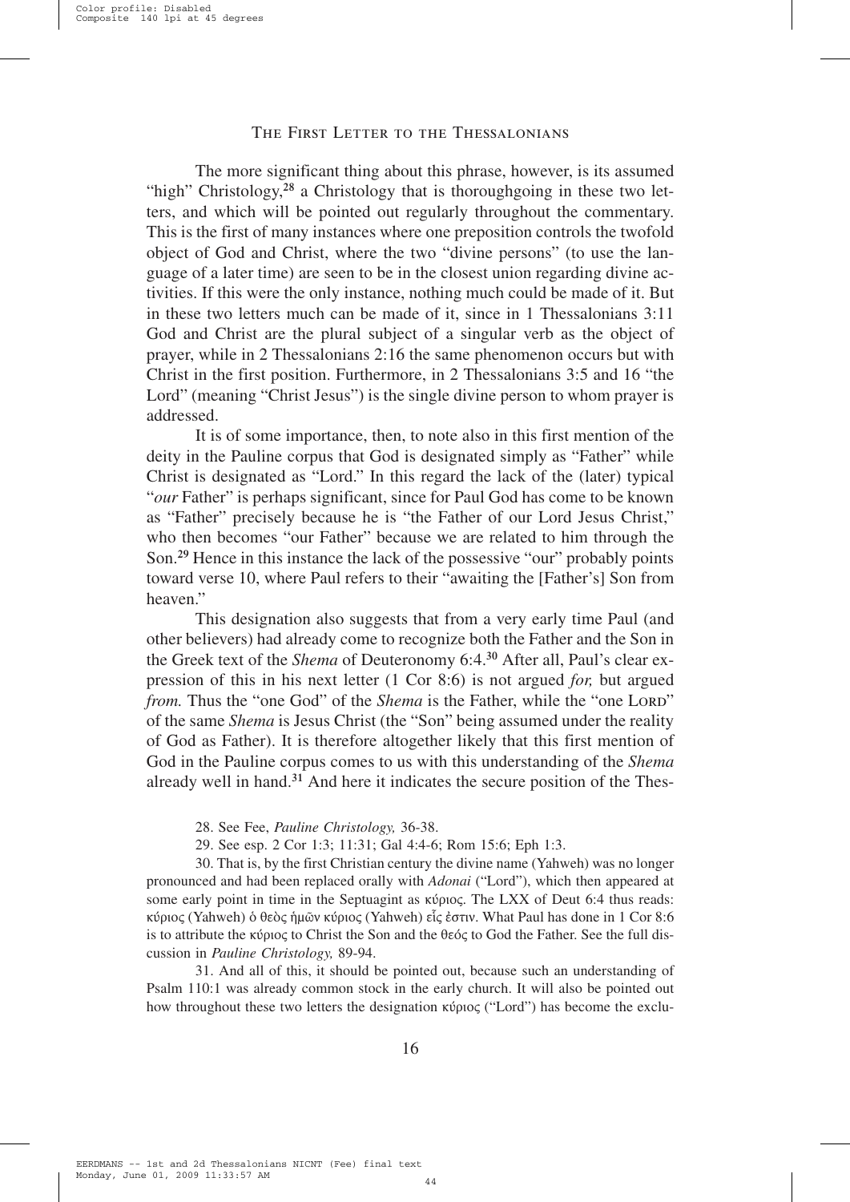The more significant thing about this phrase, however, is its assumed "high" Christology,[28] a Christology that is thoroughgoing in these two letters, and which will be pointed out regularly throughout the commentary. This is the first of many instances where one preposition controls the twofold object of God and Christ, where the two "divine persons" (to use the language of a later time) are seen to be in the closest union regarding divine activities. If this were the only instance, nothing much could be made of it. But in these two letters much can be made of it, since in 1 Thessalonians 3:11 God and Christ are the plural subject of a singular verb as the object of prayer, while in 2 Thessalonians 2:16 the same phenomenon occurs but with Christ in the first position. Furthermore, in 2 Thessalonians 3:5 and 16 "the Lord" (meaning "Christ Jesus") is the single divine person to whom prayer is addressed.

It is of some importance, then, to note also in this first mention of the deity in the Pauline corpus that God is designated simply as "Father" while Christ is designated as "Lord." In this regard the lack of the (later) typical "*our* Father" is perhaps significant, since for Paul God has come to be known as "Father" precisely because he is "the Father of our Lord Jesus Christ," who then becomes "our Father" because we are related to him through the Son.[29] Hence in this instance the lack of the possessive "our" probably points toward verse 10, where Paul refers to their "awaiting the [Father's] Son from heaven."

This designation also suggests that from a very early time Paul (and other believers) had already come to recognize both the Father and the Son in the Greek text of the *Shema* of Deuteronomy 6:4.[30] After all, Paul's clear expression of this in his next letter (1 Cor 8:6) is not argued *for,* but argued *from.* Thus the "one God" of the *Shema* is the Father, while the "one LORD" of the same *Shema* is Jesus Christ (the "Son" being assumed under the reality of God as Father). It is therefore altogether likely that this first mention of God in the Pauline corpus comes to us with this understanding of the *Shema* already well in hand.[31] And here it indicates the secure position of the Thes-

28. See Fee, *Pauline Christology,* 36-38.

29. See esp. 2 Cor 1:3; 11:31; Gal 4:4-6; Rom 15:6; Eph 1:3.

30. That is, by the first Christian century the divine name (Yahweh) was no longer pronounced and had been replaced orally with *Adonai* ("Lord"), which then appeared at some early point in time in the Septuagint as κύριος. The LXX of Deut 6:4 thus reads: κύριος (Yahweh) ὁ θεὸς ἡμῶν κύριος (Yahweh) εἷς ἐστιν. What Paul has done in 1 Cor 8:6 is to attribute the κύριος to Christ the Son and the θεός to God the Father. See the full discussion in *Pauline Christology,* 89-94.

31. And all of this, it should be pointed out, because such an understanding of Psalm 110:1 was already common stock in the early church. It will also be pointed out how throughout these two letters the designation κύριος ("Lord") has become the exclu-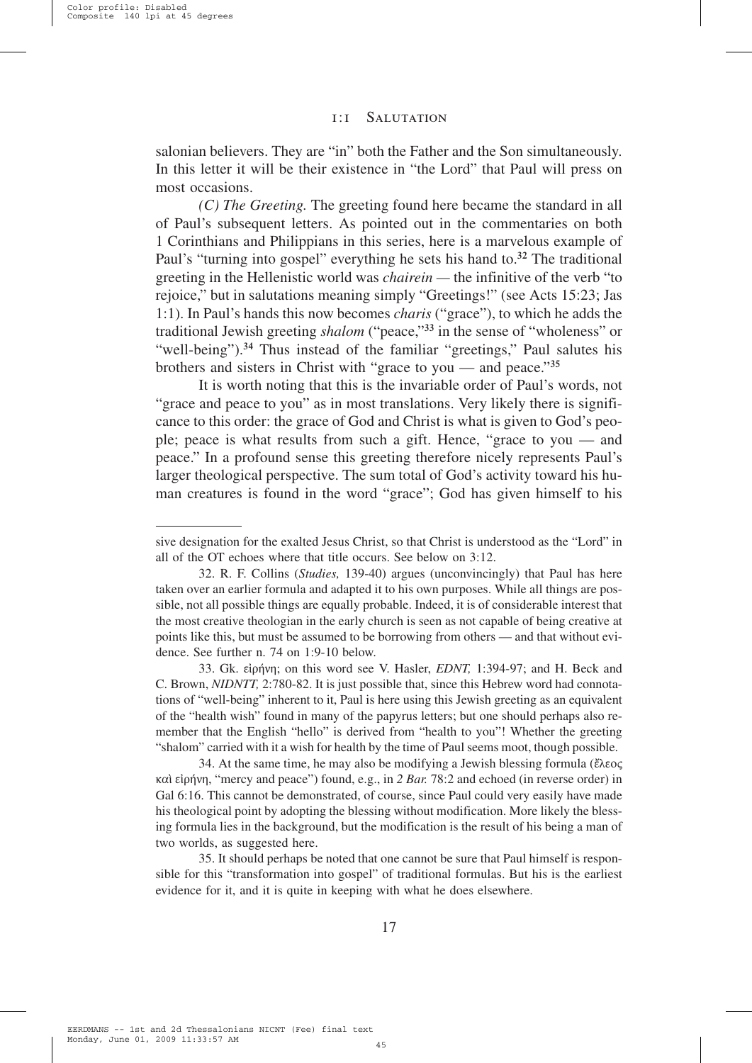salonian believers. They are "in" both the Father and the Son simultaneously. In this letter it will be their existence in "the Lord" that Paul will press on most occasions.

*(C) The Greeting.* The greeting found here became the standard in all of Paul's subsequent letters. As pointed out in the commentaries on both 1 Corinthians and Philippians in this series, here is a marvelous example of Paul's "turning into gospel" everything he sets his hand to.[32] The traditional greeting in the Hellenistic world was *chairein* — the infinitive of the verb "to rejoice," but in salutations meaning simply "Greetings!" (see Acts 15:23; Jas 1:1). In Paul's hands this now becomes *charis* ("grace"), to which he adds the traditional Jewish greeting *shalom* ("peace,"[33] in the sense of "wholeness" or "well-being").[34] Thus instead of the familiar "greetings," Paul salutes his brothers and sisters in Christ with "grace to you — and peace."[35]

It is worth noting that this is the invariable order of Paul's words, not "grace and peace to you" as in most translations. Very likely there is significance to this order: the grace of God and Christ is what is given to God's people; peace is what results from such a gift. Hence, "grace to you — and peace." In a profound sense this greeting therefore nicely represents Paul's larger theological perspective. The sum total of God's activity toward his human creatures is found in the word "grace"; God has given himself to his

---

sive designation for the exalted Jesus Christ, so that Christ is understood as the "Lord" in all of the OT echoes where that title occurs. See below on 3:12.

32. R. F. Collins (*Studies,* 139-40) argues (unconvincingly) that Paul has here taken over an earlier formula and adapted it to his own purposes. While all things are possible, not all possible things are equally probable. Indeed, it is of considerable interest that the most creative theologian in the early church is seen as not capable of being creative at points like this, but must be assumed to be borrowing from others — and that without evidence. See further n. 74 on 1:9-10 below.

33. Gk. εἰρήνη; on this word see V. Hasler, *EDNT,* 1:394-97; and H. Beck and C. Brown, *NIDNTT,* 2:780-82. It is just possible that, since this Hebrew word had connotations of "well-being" inherent to it, Paul is here using this Jewish greeting as an equivalent of the "health wish" found in many of the papyrus letters; but one should perhaps also remember that the English "hello" is derived from "health to you"! Whether the greeting "shalom" carried with it a wish for health by the time of Paul seems moot, though possible.

34. At the same time, he may also be modifying a Jewish blessing formula (ἔλεος καὶ εἰρήνη, "mercy and peace") found, e.g., in *2 Bar.* 78:2 and echoed (in reverse order) in Gal 6:16. This cannot be demonstrated, of course, since Paul could very easily have made his theological point by adopting the blessing without modification. More likely the blessing formula lies in the background, but the modification is the result of his being a man of two worlds, as suggested here.

35. It should perhaps be noted that one cannot be sure that Paul himself is responsible for this "transformation into gospel" of traditional formulas. But his is the earliest evidence for it, and it is quite in keeping with what he does elsewhere.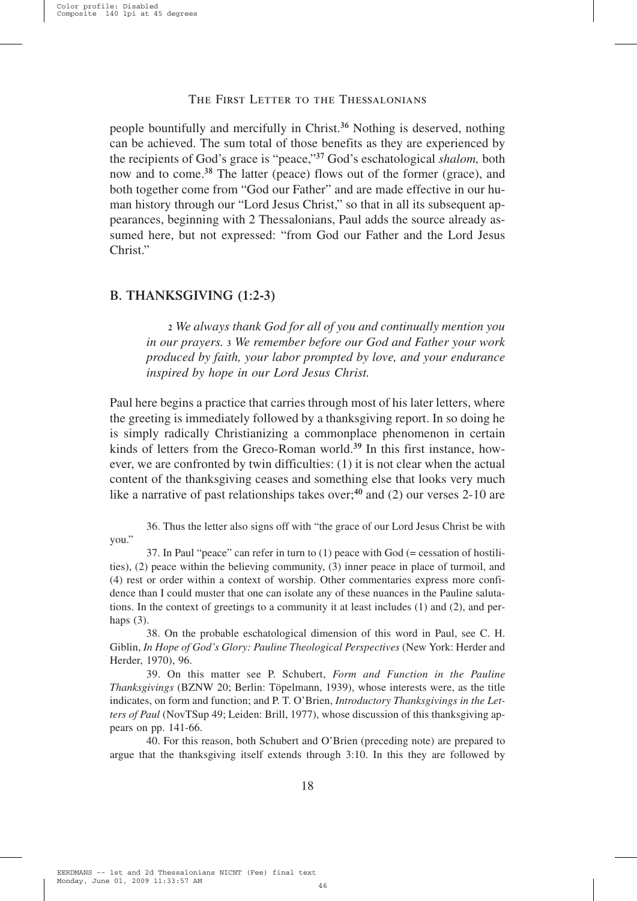people bountifully and mercifully in Christ.[36] Nothing is deserved, nothing can be achieved. The sum total of those benefits as they are experienced by the recipients of God's grace is "peace,"[37] God's eschatological *shalom,* both now and to come.[38] The latter (peace) flows out of the former (grace), and both together come from "God our Father" and are made effective in our human history through our "Lord Jesus Christ," so that in all its subsequent appearances, beginning with 2 Thessalonians, Paul adds the source already assumed here, but not expressed: "from God our Father and the Lord Jesus Christ."

## B. THANKSGIVING (1:2-3)

> 2 *We always thank God for all of you and continually mention you in our prayers.* 3 *We remember before our God and Father your work produced by faith, your labor prompted by love, and your endurance inspired by hope in our Lord Jesus Christ.*

Paul here begins a practice that carries through most of his later letters, where the greeting is immediately followed by a thanksgiving report. In so doing he is simply radically Christianizing a commonplace phenomenon in certain kinds of letters from the Greco-Roman world.[39] In this first instance, however, we are confronted by twin difficulties: (1) it is not clear when the actual content of the thanksgiving ceases and something else that looks very much like a narrative of past relationships takes over;[40] and (2) our verses 2-10 are

36. Thus the letter also signs off with "the grace of our Lord Jesus Christ be with you."

37. In Paul "peace" can refer in turn to (1) peace with God (= cessation of hostilities), (2) peace within the believing community, (3) inner peace in place of turmoil, and (4) rest or order within a context of worship. Other commentaries express more confidence than I could muster that one can isolate any of these nuances in the Pauline salutations. In the context of greetings to a community it at least includes (1) and (2), and perhaps (3).

38. On the probable eschatological dimension of this word in Paul, see C. H. Giblin, *In Hope of God's Glory: Pauline Theological Perspectives* (New York: Herder and Herder, 1970), 96.

39. On this matter see P. Schubert, *Form and Function in the Pauline Thanksgivings* (BZNW 20; Berlin: Töpelmann, 1939), whose interests were, as the title indicates, on form and function; and P. T. O'Brien, *Introductory Thanksgivings in the Letters of Paul* (NovTSup 49; Leiden: Brill, 1977), whose discussion of this thanksgiving appears on pp. 141-66.

40. For this reason, both Schubert and O'Brien (preceding note) are prepared to argue that the thanksgiving itself extends through 3:10. In this they are followed by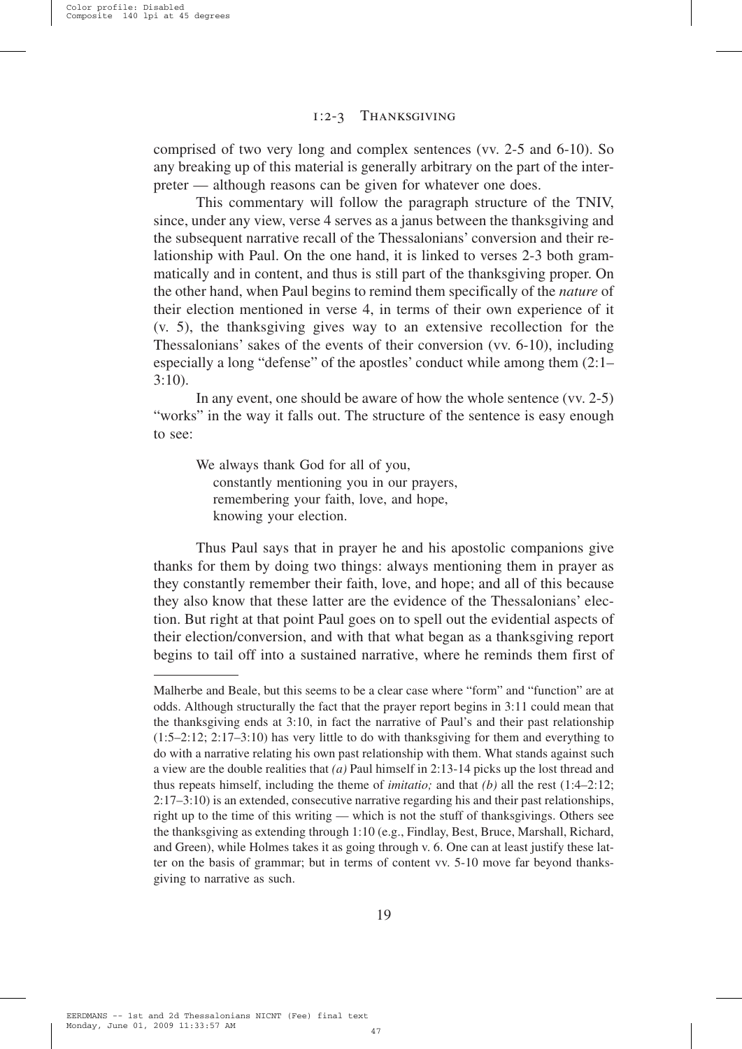comprised of two very long and complex sentences (vv. 2-5 and 6-10). So any breaking up of this material is generally arbitrary on the part of the interpreter — although reasons can be given for whatever one does.

This commentary will follow the paragraph structure of the TNIV, since, under any view, verse 4 serves as a janus between the thanksgiving and the subsequent narrative recall of the Thessalonians' conversion and their relationship with Paul. On the one hand, it is linked to verses 2-3 both grammatically and in content, and thus is still part of the thanksgiving proper. On the other hand, when Paul begins to remind them specifically of the *nature* of their election mentioned in verse 4, in terms of their own experience of it (v. 5), the thanksgiving gives way to an extensive recollection for the Thessalonians' sakes of the events of their conversion (vv. 6-10), including especially a long "defense" of the apostles' conduct while among them (2:1–3:10).

In any event, one should be aware of how the whole sentence (vv. 2-5) "works" in the way it falls out. The structure of the sentence is easy enough to see:

> We always thank God for all of you,
> constantly mentioning you in our prayers,
> remembering your faith, love, and hope,
> knowing your election.

Thus Paul says that in prayer he and his apostolic companions give thanks for them by doing two things: always mentioning them in prayer as they constantly remember their faith, love, and hope; and all of this because they also know that these latter are the evidence of the Thessalonians' election. But right at that point Paul goes on to spell out the evidential aspects of their election/conversion, and with that what began as a thanksgiving report begins to tail off into a sustained narrative, where he reminds them first of

---

Malherbe and Beale, but this seems to be a clear case where "form" and "function" are at odds. Although structurally the fact that the prayer report begins in 3:11 could mean that the thanksgiving ends at 3:10, in fact the narrative of Paul's and their past relationship (1:5–2:12; 2:17–3:10) has very little to do with thanksgiving for them and everything to do with a narrative relating his own past relationship with them. What stands against such a view are the double realities that *(a)* Paul himself in 2:13-14 picks up the lost thread and thus repeats himself, including the theme of *imitatio;* and that *(b)* all the rest (1:4–2:12; 2:17–3:10) is an extended, consecutive narrative regarding his and their past relationships, right up to the time of this writing — which is not the stuff of thanksgivings. Others see the thanksgiving as extending through 1:10 (e.g., Findlay, Best, Bruce, Marshall, Richard, and Green), while Holmes takes it as going through v. 6. One can at least justify these latter on the basis of grammar; but in terms of content vv. 5-10 move far beyond thanksgiving to narrative as such.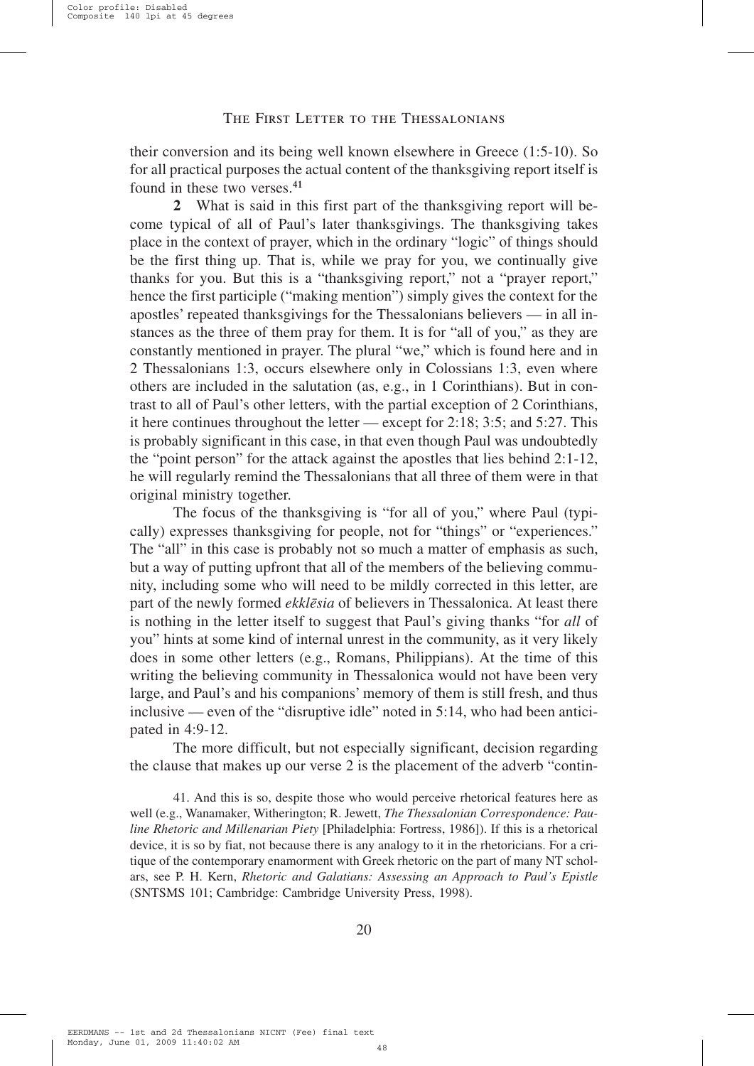their conversion and its being well known elsewhere in Greece (1:5-10). So for all practical purposes the actual content of the thanksgiving report itself is found in these two verses.[41]

**2** What is said in this first part of the thanksgiving report will become typical of all of Paul's later thanksgivings. The thanksgiving takes place in the context of prayer, which in the ordinary "logic" of things should be the first thing up. That is, while we pray for you, we continually give thanks for you. But this is a "thanksgiving report," not a "prayer report," hence the first participle ("making mention") simply gives the context for the apostles' repeated thanksgivings for the Thessalonians believers — in all instances as the three of them pray for them. It is for "all of you," as they are constantly mentioned in prayer. The plural "we," which is found here and in 2 Thessalonians 1:3, occurs elsewhere only in Colossians 1:3, even where others are included in the salutation (as, e.g., in 1 Corinthians). But in contrast to all of Paul's other letters, with the partial exception of 2 Corinthians, it here continues throughout the letter — except for 2:18; 3:5; and 5:27. This is probably significant in this case, in that even though Paul was undoubtedly the "point person" for the attack against the apostles that lies behind 2:1-12, he will regularly remind the Thessalonians that all three of them were in that original ministry together.

The focus of the thanksgiving is "for all of you," where Paul (typically) expresses thanksgiving for people, not for "things" or "experiences." The "all" in this case is probably not so much a matter of emphasis as such, but a way of putting upfront that all of the members of the believing community, including some who will need to be mildly corrected in this letter, are part of the newly formed *ekklēsia* of believers in Thessalonica. At least there is nothing in the letter itself to suggest that Paul's giving thanks "for *all* of you" hints at some kind of internal unrest in the community, as it very likely does in some other letters (e.g., Romans, Philippians). At the time of this writing the believing community in Thessalonica would not have been very large, and Paul's and his companions' memory of them is still fresh, and thus inclusive — even of the "disruptive idle" noted in 5:14, who had been anticipated in 4:9-12.

The more difficult, but not especially significant, decision regarding the clause that makes up our verse 2 is the placement of the adverb "contin-

41. And this is so, despite those who would perceive rhetorical features here as well (e.g., Wanamaker, Witherington; R. Jewett, *The Thessalonian Correspondence: Pauline Rhetoric and Millenarian Piety* [Philadelphia: Fortress, 1986]). If this is a rhetorical device, it is so by fiat, not because there is any analogy to it in the rhetoricians. For a critique of the contemporary enamorment with Greek rhetoric on the part of many NT scholars, see P. H. Kern, *Rhetoric and Galatians: Assessing an Approach to Paul's Epistle* (SNTSMS 101; Cambridge: Cambridge University Press, 1998).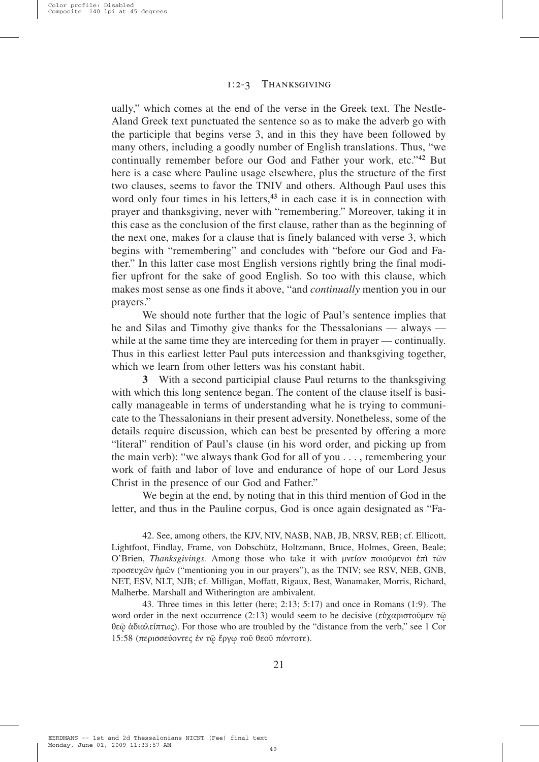ually," which comes at the end of the verse in the Greek text. The Nestle-Aland Greek text punctuated the sentence so as to make the adverb go with the participle that begins verse 3, and in this they have been followed by many others, including a goodly number of English translations. Thus, "we continually remember before our God and Father your work, etc."[42] But here is a case where Pauline usage elsewhere, plus the structure of the first two clauses, seems to favor the TNIV and others. Although Paul uses this word only four times in his letters,[43] in each case it is in connection with prayer and thanksgiving, never with "remembering." Moreover, taking it in this case as the conclusion of the first clause, rather than as the beginning of the next one, makes for a clause that is finely balanced with verse 3, which begins with "remembering" and concludes with "before our God and Father." In this latter case most English versions rightly bring the final modifier upfront for the sake of good English. So too with this clause, which makes most sense as one finds it above, "and *continually* mention you in our prayers."

We should note further that the logic of Paul's sentence implies that he and Silas and Timothy give thanks for the Thessalonians — always — while at the same time they are interceding for them in prayer — continually. Thus in this earliest letter Paul puts intercession and thanksgiving together, which we learn from other letters was his constant habit.

**3** With a second participial clause Paul returns to the thanksgiving with which this long sentence began. The content of the clause itself is basically manageable in terms of understanding what he is trying to communicate to the Thessalonians in their present adversity. Nonetheless, some of the details require discussion, which can best be presented by offering a more "literal" rendition of Paul's clause (in his word order, and picking up from the main verb): "we always thank God for all of you . . . , remembering your work of faith and labor of love and endurance of hope of our Lord Jesus Christ in the presence of our God and Father."

We begin at the end, by noting that in this third mention of God in the letter, and thus in the Pauline corpus, God is once again designated as "Fa-

42. See, among others, the KJV, NIV, NASB, NAB, JB, NRSV, REB; cf. Ellicott, Lightfoot, Findlay, Frame, von Dobschütz, Holtzmann, Bruce, Holmes, Green, Beale; O'Brien, *Thanksgivings.* Among those who take it with μνείαν ποιούμενοι ἐπὶ τῶν προσευχῶν ἡμῶν ("mentioning you in our prayers"), as the TNIV; see RSV, NEB, GNB, NET, ESV, NLT, NJB; cf. Milligan, Moffatt, Rigaux, Best, Wanamaker, Morris, Richard, Malherbe. Marshall and Witherington are ambivalent.

43. Three times in this letter (here; 2:13; 5:17) and once in Romans (1:9). The word order in the next occurrence (2:13) would seem to be decisive (εὐχαριστοῦμεν τῷ θεῷ ἀδιαλείπτως). For those who are troubled by the "distance from the verb," see 1 Cor 15:58 (περισσεύοντες ἐν τῷ ἔργῳ τοῦ θεοῦ πάντοτε).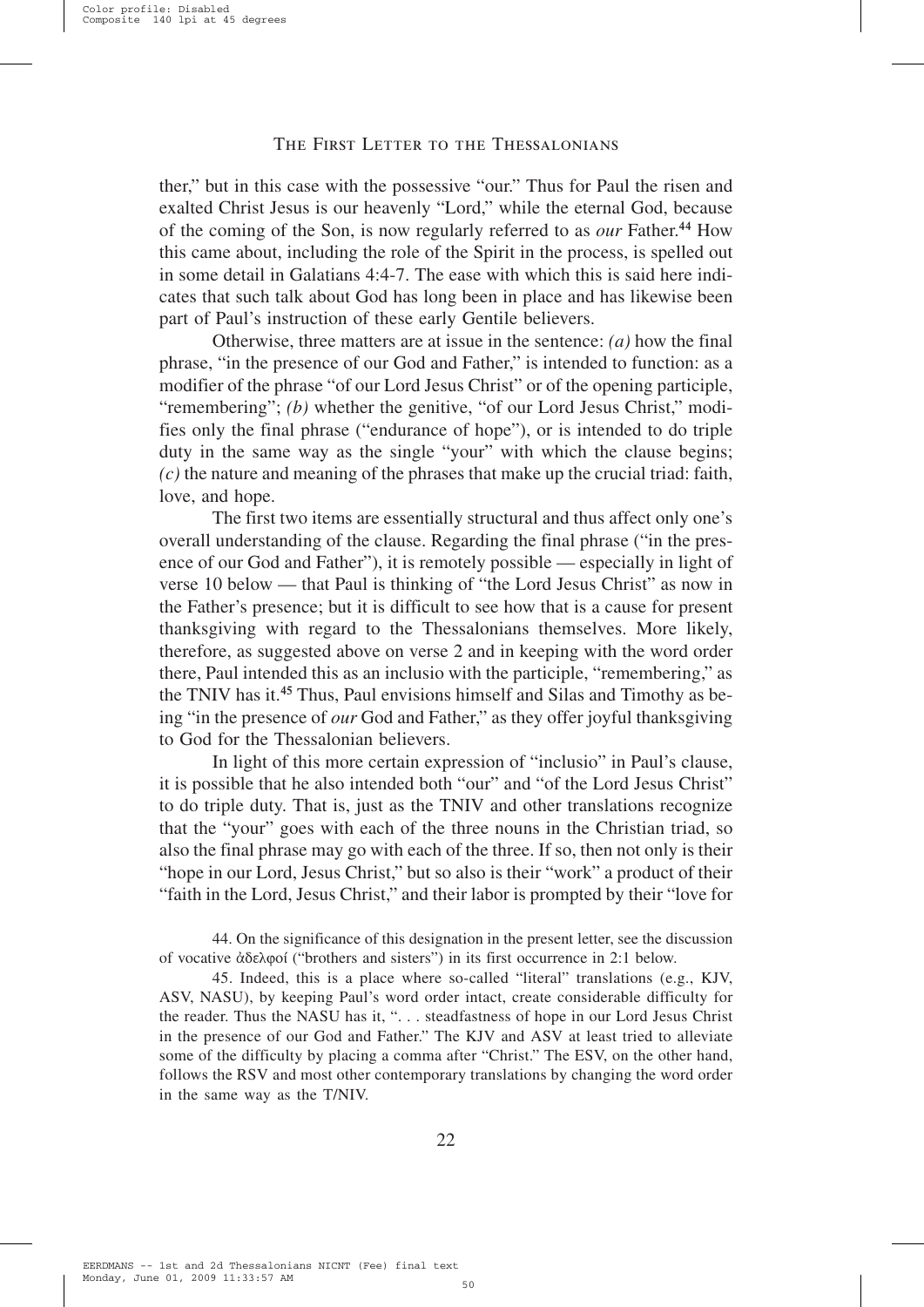ther," but in this case with the possessive "our." Thus for Paul the risen and exalted Christ Jesus is our heavenly "Lord," while the eternal God, because of the coming of the Son, is now regularly referred to as *our* Father.[44] How this came about, including the role of the Spirit in the process, is spelled out in some detail in Galatians 4:4-7. The ease with which this is said here indicates that such talk about God has long been in place and has likewise been part of Paul's instruction of these early Gentile believers.

Otherwise, three matters are at issue in the sentence: *(a)* how the final phrase, "in the presence of our God and Father," is intended to function: as a modifier of the phrase "of our Lord Jesus Christ" or of the opening participle, "remembering"; *(b)* whether the genitive, "of our Lord Jesus Christ," modifies only the final phrase ("endurance of hope"), or is intended to do triple duty in the same way as the single "your" with which the clause begins; *(c)* the nature and meaning of the phrases that make up the crucial triad: faith, love, and hope.

The first two items are essentially structural and thus affect only one's overall understanding of the clause. Regarding the final phrase ("in the presence of our God and Father"), it is remotely possible — especially in light of verse 10 below — that Paul is thinking of "the Lord Jesus Christ" as now in the Father's presence; but it is difficult to see how that is a cause for present thanksgiving with regard to the Thessalonians themselves. More likely, therefore, as suggested above on verse 2 and in keeping with the word order there, Paul intended this as an inclusio with the participle, "remembering," as the TNIV has it.[45] Thus, Paul envisions himself and Silas and Timothy as being "in the presence of *our* God and Father," as they offer joyful thanksgiving to God for the Thessalonian believers.

In light of this more certain expression of "inclusio" in Paul's clause, it is possible that he also intended both "our" and "of the Lord Jesus Christ" to do triple duty. That is, just as the TNIV and other translations recognize that the "your" goes with each of the three nouns in the Christian triad, so also the final phrase may go with each of the three. If so, then not only is their "hope in our Lord, Jesus Christ," but so also is their "work" a product of their "faith in the Lord, Jesus Christ," and their labor is prompted by their "love for

44. On the significance of this designation in the present letter, see the discussion of vocative ἀδελφοί ("brothers and sisters") in its first occurrence in 2:1 below.

45. Indeed, this is a place where so-called "literal" translations (e.g., KJV, ASV, NASU), by keeping Paul's word order intact, create considerable difficulty for the reader. Thus the NASU has it, ". . . steadfastness of hope in our Lord Jesus Christ in the presence of our God and Father." The KJV and ASV at least tried to alleviate some of the difficulty by placing a comma after "Christ." The ESV, on the other hand, follows the RSV and most other contemporary translations by changing the word order in the same way as the T/NIV.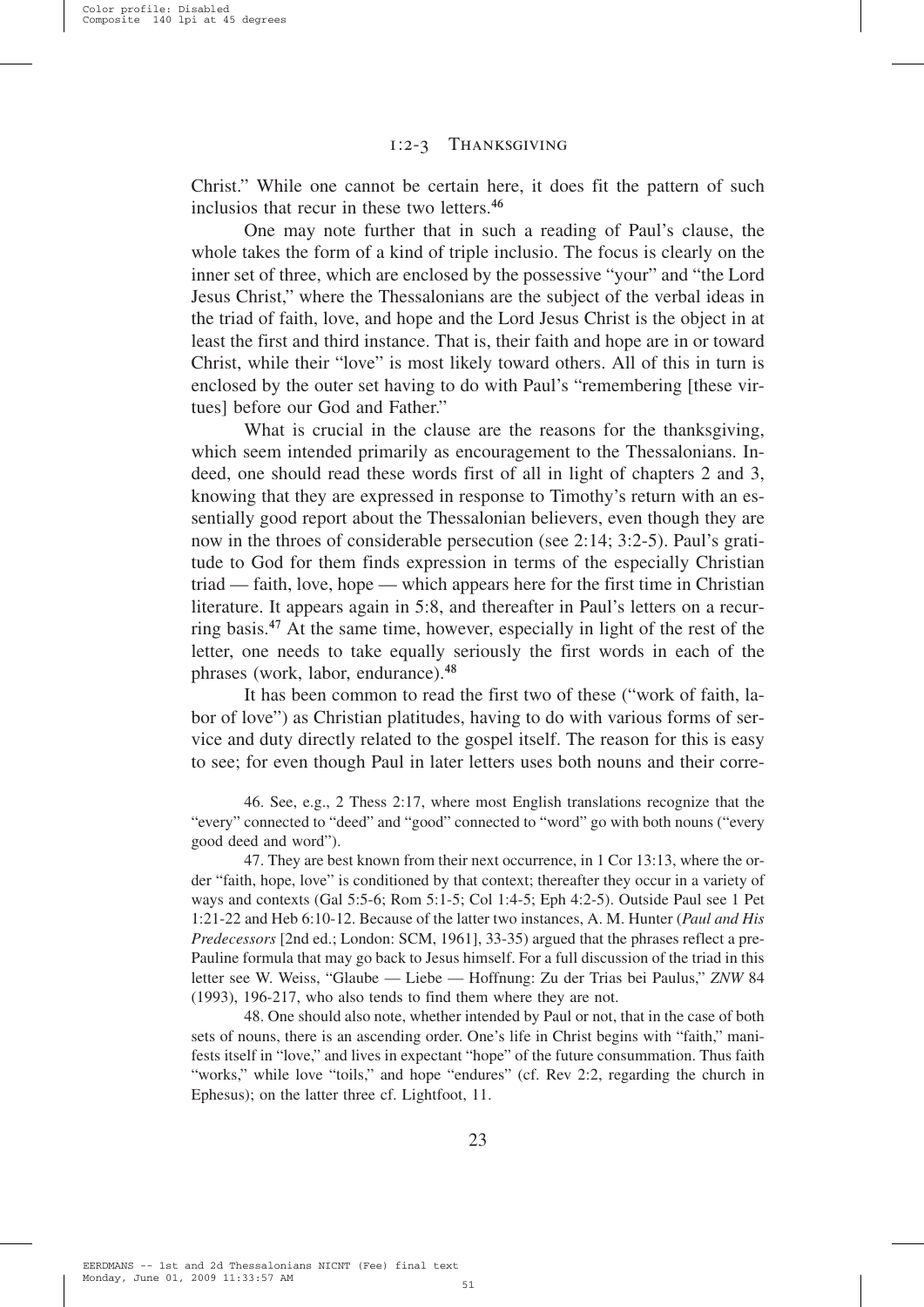Christ." While one cannot be certain here, it does fit the pattern of such inclusios that recur in these two letters.[46]

One may note further that in such a reading of Paul's clause, the whole takes the form of a kind of triple inclusio. The focus is clearly on the inner set of three, which are enclosed by the possessive "your" and "the Lord Jesus Christ," where the Thessalonians are the subject of the verbal ideas in the triad of faith, love, and hope and the Lord Jesus Christ is the object in at least the first and third instance. That is, their faith and hope are in or toward Christ, while their "love" is most likely toward others. All of this in turn is enclosed by the outer set having to do with Paul's "remembering [these virtues] before our God and Father."

What is crucial in the clause are the reasons for the thanksgiving, which seem intended primarily as encouragement to the Thessalonians. Indeed, one should read these words first of all in light of chapters 2 and 3, knowing that they are expressed in response to Timothy's return with an essentially good report about the Thessalonian believers, even though they are now in the throes of considerable persecution (see 2:14; 3:2-5). Paul's gratitude to God for them finds expression in terms of the especially Christian triad — faith, love, hope — which appears here for the first time in Christian literature. It appears again in 5:8, and thereafter in Paul's letters on a recurring basis.[47] At the same time, however, especially in light of the rest of the letter, one needs to take equally seriously the first words in each of the phrases (work, labor, endurance).[48]

It has been common to read the first two of these ("work of faith, labor of love") as Christian platitudes, having to do with various forms of service and duty directly related to the gospel itself. The reason for this is easy to see; for even though Paul in later letters uses both nouns and their corre-

46. See, e.g., 2 Thess 2:17, where most English translations recognize that the "every" connected to "deed" and "good" connected to "word" go with both nouns ("every good deed and word").

47. They are best known from their next occurrence, in 1 Cor 13:13, where the order "faith, hope, love" is conditioned by that context; thereafter they occur in a variety of ways and contexts (Gal 5:5-6; Rom 5:1-5; Col 1:4-5; Eph 4:2-5). Outside Paul see 1 Pet 1:21-22 and Heb 6:10-12. Because of the latter two instances, A. M. Hunter (*Paul and His Predecessors* [2nd ed.; London: SCM, 1961], 33-35) argued that the phrases reflect a pre-Pauline formula that may go back to Jesus himself. For a full discussion of the triad in this letter see W. Weiss, "Glaube — Liebe — Hoffnung: Zu der Trias bei Paulus," *ZNW* 84 (1993), 196-217, who also tends to find them where they are not.

48. One should also note, whether intended by Paul or not, that in the case of both sets of nouns, there is an ascending order. One's life in Christ begins with "faith," manifests itself in "love," and lives in expectant "hope" of the future consummation. Thus faith "works," while love "toils," and hope "endures" (cf. Rev 2:2, regarding the church in Ephesus); on the latter three cf. Lightfoot, 11.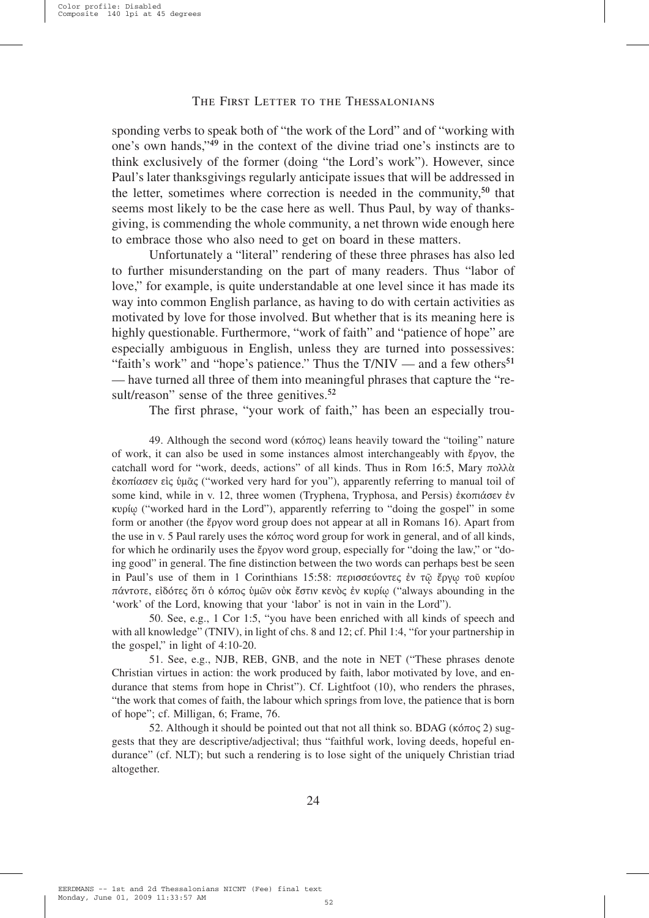sponding verbs to speak both of "the work of the Lord" and of "working with one's own hands,"[49] in the context of the divine triad one's instincts are to think exclusively of the former (doing "the Lord's work"). However, since Paul's later thanksgivings regularly anticipate issues that will be addressed in the letter, sometimes where correction is needed in the community,[50] that seems most likely to be the case here as well. Thus Paul, by way of thanksgiving, is commending the whole community, a net thrown wide enough here to embrace those who also need to get on board in these matters.

Unfortunately a "literal" rendering of these three phrases has also led to further misunderstanding on the part of many readers. Thus "labor of love," for example, is quite understandable at one level since it has made its way into common English parlance, as having to do with certain activities as motivated by love for those involved. But whether that is its meaning here is highly questionable. Furthermore, "work of faith" and "patience of hope" are especially ambiguous in English, unless they are turned into possessives: "faith's work" and "hope's patience." Thus the T/NIV — and a few others[51] — have turned all three of them into meaningful phrases that capture the "result/reason" sense of the three genitives.[52]

The first phrase, "your work of faith," has been an especially trou-

49. Although the second word (κόπος) leans heavily toward the "toiling" nature of work, it can also be used in some instances almost interchangeably with ἔργον, the catchall word for "work, deeds, actions" of all kinds. Thus in Rom 16:5, Mary πολλὰ ἐκοπίασεν εἰς ὑμᾶς ("worked very hard for you"), apparently referring to manual toil of some kind, while in v. 12, three women (Tryphena, Tryphosa, and Persis) ἐκοπιάσεν ἐν κυρίῳ ("worked hard in the Lord"), apparently referring to "doing the gospel" in some form or another (the ἔργον word group does not appear at all in Romans 16). Apart from the use in v. 5 Paul rarely uses the κόπος word group for work in general, and of all kinds, for which he ordinarily uses the ἔργον word group, especially for "doing the law," or "doing good" in general. The fine distinction between the two words can perhaps best be seen in Paul's use of them in 1 Corinthians 15:58: περισσεύοντες ἐν τῷ ἔργῳ τοῦ κυρίου πάντοτε, εἰδότες ὅτι ὁ κόπος ὑμῶν οὐκ ἔστιν κενὸς ἐν κυρίῳ ("always abounding in the 'work' of the Lord, knowing that your 'labor' is not in vain in the Lord").

50. See, e.g., 1 Cor 1:5, "you have been enriched with all kinds of speech and with all knowledge" (TNIV), in light of chs. 8 and 12; cf. Phil 1:4, "for your partnership in the gospel," in light of 4:10-20.

51. See, e.g., NJB, REB, GNB, and the note in NET ("These phrases denote Christian virtues in action: the work produced by faith, labor motivated by love, and endurance that stems from hope in Christ"). Cf. Lightfoot (10), who renders the phrases, "the work that comes of faith, the labour which springs from love, the patience that is born of hope"; cf. Milligan, 6; Frame, 76.

52. Although it should be pointed out that not all think so. BDAG (κόπος 2) suggests that they are descriptive/adjectival; thus "faithful work, loving deeds, hopeful endurance" (cf. NLT); but such a rendering is to lose sight of the uniquely Christian triad altogether.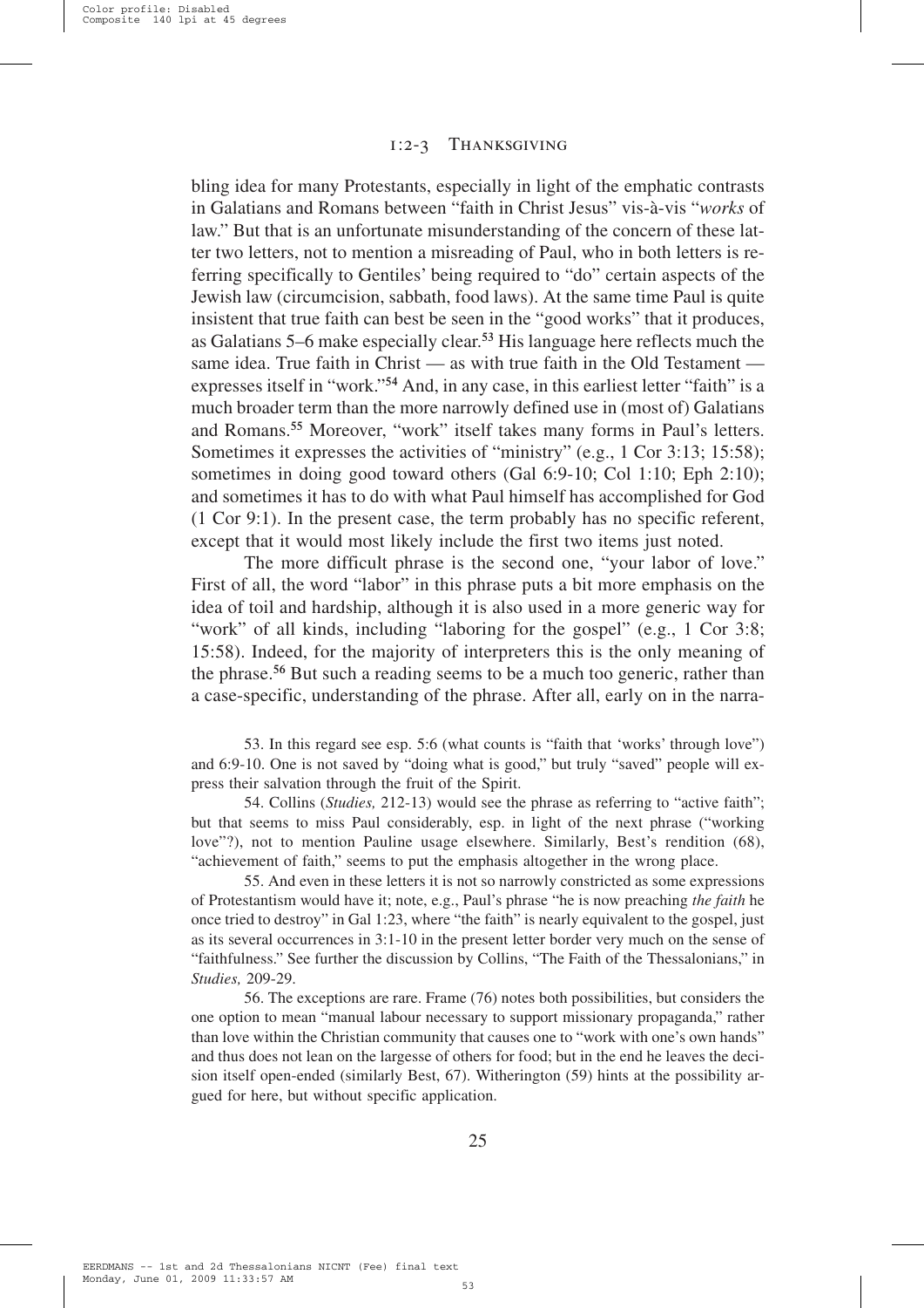bling idea for many Protestants, especially in light of the emphatic contrasts in Galatians and Romans between "faith in Christ Jesus" vis-à-vis "*works* of law." But that is an unfortunate misunderstanding of the concern of these latter two letters, not to mention a misreading of Paul, who in both letters is referring specifically to Gentiles' being required to "do" certain aspects of the Jewish law (circumcision, sabbath, food laws). At the same time Paul is quite insistent that true faith can best be seen in the "good works" that it produces, as Galatians 5–6 make especially clear.[53] His language here reflects much the same idea. True faith in Christ — as with true faith in the Old Testament — expresses itself in "work."[54] And, in any case, in this earliest letter "faith" is a much broader term than the more narrowly defined use in (most of) Galatians and Romans.[55] Moreover, "work" itself takes many forms in Paul's letters. Sometimes it expresses the activities of "ministry" (e.g., 1 Cor 3:13; 15:58); sometimes in doing good toward others (Gal 6:9-10; Col 1:10; Eph 2:10); and sometimes it has to do with what Paul himself has accomplished for God (1 Cor 9:1). In the present case, the term probably has no specific referent, except that it would most likely include the first two items just noted.

The more difficult phrase is the second one, "your labor of love." First of all, the word "labor" in this phrase puts a bit more emphasis on the idea of toil and hardship, although it is also used in a more generic way for "work" of all kinds, including "laboring for the gospel" (e.g., 1 Cor 3:8; 15:58). Indeed, for the majority of interpreters this is the only meaning of the phrase.[56] But such a reading seems to be a much too generic, rather than a case-specific, understanding of the phrase. After all, early on in the narra-

53. In this regard see esp. 5:6 (what counts is "faith that 'works' through love") and 6:9-10. One is not saved by "doing what is good," but truly "saved" people will express their salvation through the fruit of the Spirit.

54. Collins (*Studies,* 212-13) would see the phrase as referring to "active faith"; but that seems to miss Paul considerably, esp. in light of the next phrase ("working love"?), not to mention Pauline usage elsewhere. Similarly, Best's rendition (68), "achievement of faith," seems to put the emphasis altogether in the wrong place.

55. And even in these letters it is not so narrowly constricted as some expressions of Protestantism would have it; note, e.g., Paul's phrase "he is now preaching *the faith* he once tried to destroy" in Gal 1:23, where "the faith" is nearly equivalent to the gospel, just as its several occurrences in 3:1-10 in the present letter border very much on the sense of "faithfulness." See further the discussion by Collins, "The Faith of the Thessalonians," in *Studies,* 209-29.

56. The exceptions are rare. Frame (76) notes both possibilities, but considers the one option to mean "manual labour necessary to support missionary propaganda," rather than love within the Christian community that causes one to "work with one's own hands" and thus does not lean on the largesse of others for food; but in the end he leaves the decision itself open-ended (similarly Best, 67). Witherington (59) hints at the possibility argued for here, but without specific application.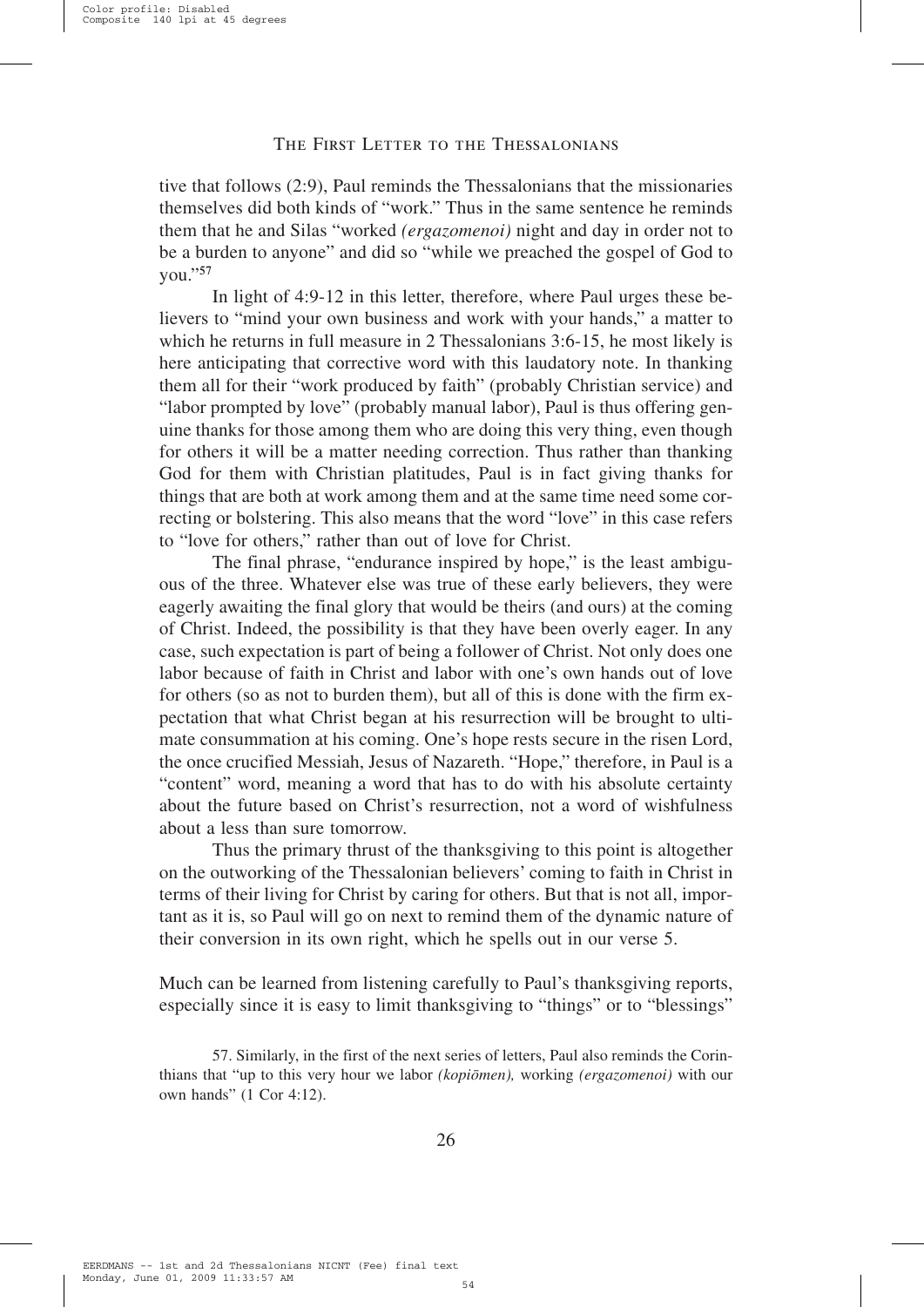tive that follows (2:9), Paul reminds the Thessalonians that the missionaries themselves did both kinds of "work." Thus in the same sentence he reminds them that he and Silas "worked *(ergazomenoi)* night and day in order not to be a burden to anyone" and did so "while we preached the gospel of God to you."[57]

In light of 4:9-12 in this letter, therefore, where Paul urges these believers to "mind your own business and work with your hands," a matter to which he returns in full measure in 2 Thessalonians 3:6-15, he most likely is here anticipating that corrective word with this laudatory note. In thanking them all for their "work produced by faith" (probably Christian service) and "labor prompted by love" (probably manual labor), Paul is thus offering genuine thanks for those among them who are doing this very thing, even though for others it will be a matter needing correction. Thus rather than thanking God for them with Christian platitudes, Paul is in fact giving thanks for things that are both at work among them and at the same time need some correcting or bolstering. This also means that the word "love" in this case refers to "love for others," rather than out of love for Christ.

The final phrase, "endurance inspired by hope," is the least ambiguous of the three. Whatever else was true of these early believers, they were eagerly awaiting the final glory that would be theirs (and ours) at the coming of Christ. Indeed, the possibility is that they have been overly eager. In any case, such expectation is part of being a follower of Christ. Not only does one labor because of faith in Christ and labor with one's own hands out of love for others (so as not to burden them), but all of this is done with the firm expectation that what Christ began at his resurrection will be brought to ultimate consummation at his coming. One's hope rests secure in the risen Lord, the once crucified Messiah, Jesus of Nazareth. "Hope," therefore, in Paul is a "content" word, meaning a word that has to do with his absolute certainty about the future based on Christ's resurrection, not a word of wishfulness about a less than sure tomorrow.

Thus the primary thrust of the thanksgiving to this point is altogether on the outworking of the Thessalonian believers' coming to faith in Christ in terms of their living for Christ by caring for others. But that is not all, important as it is, so Paul will go on next to remind them of the dynamic nature of their conversion in its own right, which he spells out in our verse 5.

Much can be learned from listening carefully to Paul's thanksgiving reports, especially since it is easy to limit thanksgiving to "things" or to "blessings"

57. Similarly, in the first of the next series of letters, Paul also reminds the Corinthians that "up to this very hour we labor *(kopiōmen),* working *(ergazomenoi)* with our own hands" (1 Cor 4:12).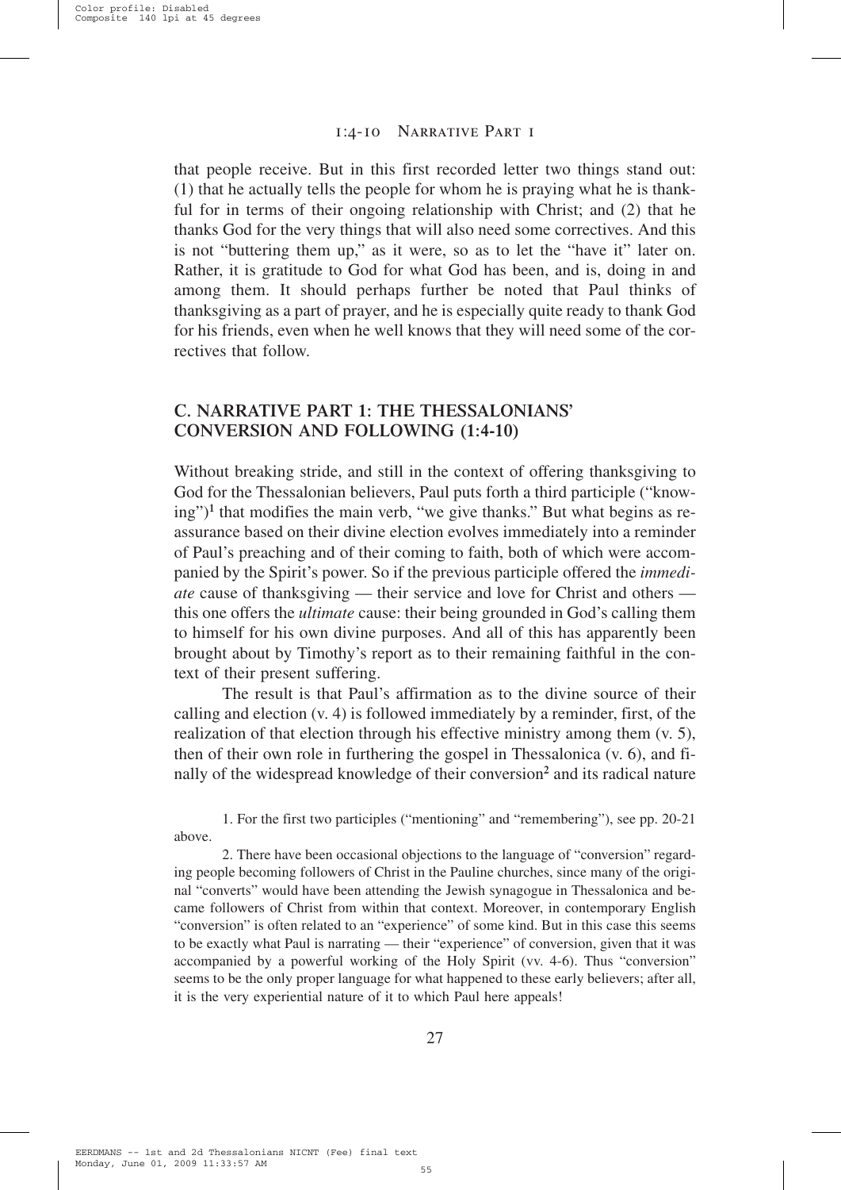that people receive. But in this first recorded letter two things stand out: (1) that he actually tells the people for whom he is praying what he is thankful for in terms of their ongoing relationship with Christ; and (2) that he thanks God for the very things that will also need some correctives. And this is not "buttering them up," as it were, so as to let the "have it" later on. Rather, it is gratitude to God for what God has been, and is, doing in and among them. It should perhaps further be noted that Paul thinks of thanksgiving as a part of prayer, and he is especially quite ready to thank God for his friends, even when he well knows that they will need some of the correctives that follow.

## C. NARRATIVE PART 1: THE THESSALONIANS' CONVERSION AND FOLLOWING (1:4-10)

Without breaking stride, and still in the context of offering thanksgiving to God for the Thessalonian believers, Paul puts forth a third participle ("knowing")[1] that modifies the main verb, "we give thanks." But what begins as reassurance based on their divine election evolves immediately into a reminder of Paul's preaching and of their coming to faith, both of which were accompanied by the Spirit's power. So if the previous participle offered the *immediate* cause of thanksgiving — their service and love for Christ and others — this one offers the *ultimate* cause: their being grounded in God's calling them to himself for his own divine purposes. And all of this has apparently been brought about by Timothy's report as to their remaining faithful in the context of their present suffering.

The result is that Paul's affirmation as to the divine source of their calling and election (v. 4) is followed immediately by a reminder, first, of the realization of that election through his effective ministry among them (v. 5), then of their own role in furthering the gospel in Thessalonica (v. 6), and finally of the widespread knowledge of their conversion[2] and its radical nature

1. For the first two participles ("mentioning" and "remembering"), see pp. 20-21 above.

2. There have been occasional objections to the language of "conversion" regarding people becoming followers of Christ in the Pauline churches, since many of the original "converts" would have been attending the Jewish synagogue in Thessalonica and became followers of Christ from within that context. Moreover, in contemporary English "conversion" is often related to an "experience" of some kind. But in this case this seems to be exactly what Paul is narrating — their "experience" of conversion, given that it was accompanied by a powerful working of the Holy Spirit (vv. 4-6). Thus "conversion" seems to be the only proper language for what happened to these early believers; after all, it is the very experiential nature of it to which Paul here appeals!